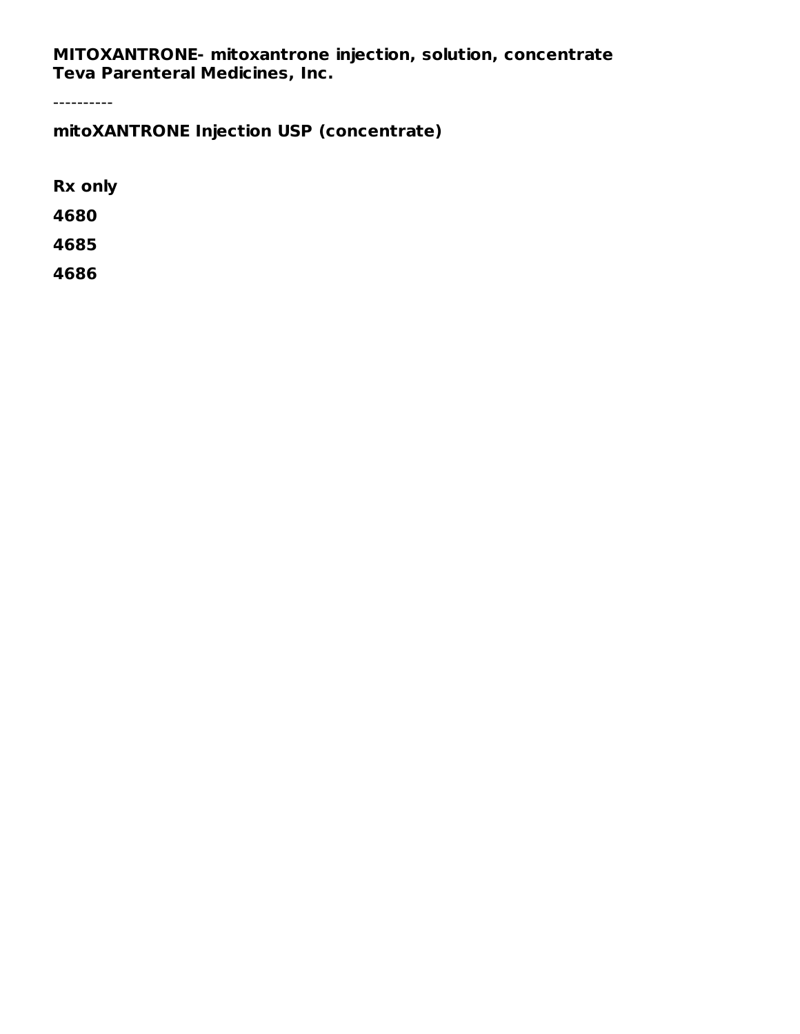**MITOXANTRONE- mitoxantrone injection, solution, concentrate**
**Teva Parenteral Medicines, Inc.**

----------

**mitoXANTRONE Injection USP (concentrate)**

**Rx only**

**4680**

**4685**

**4686**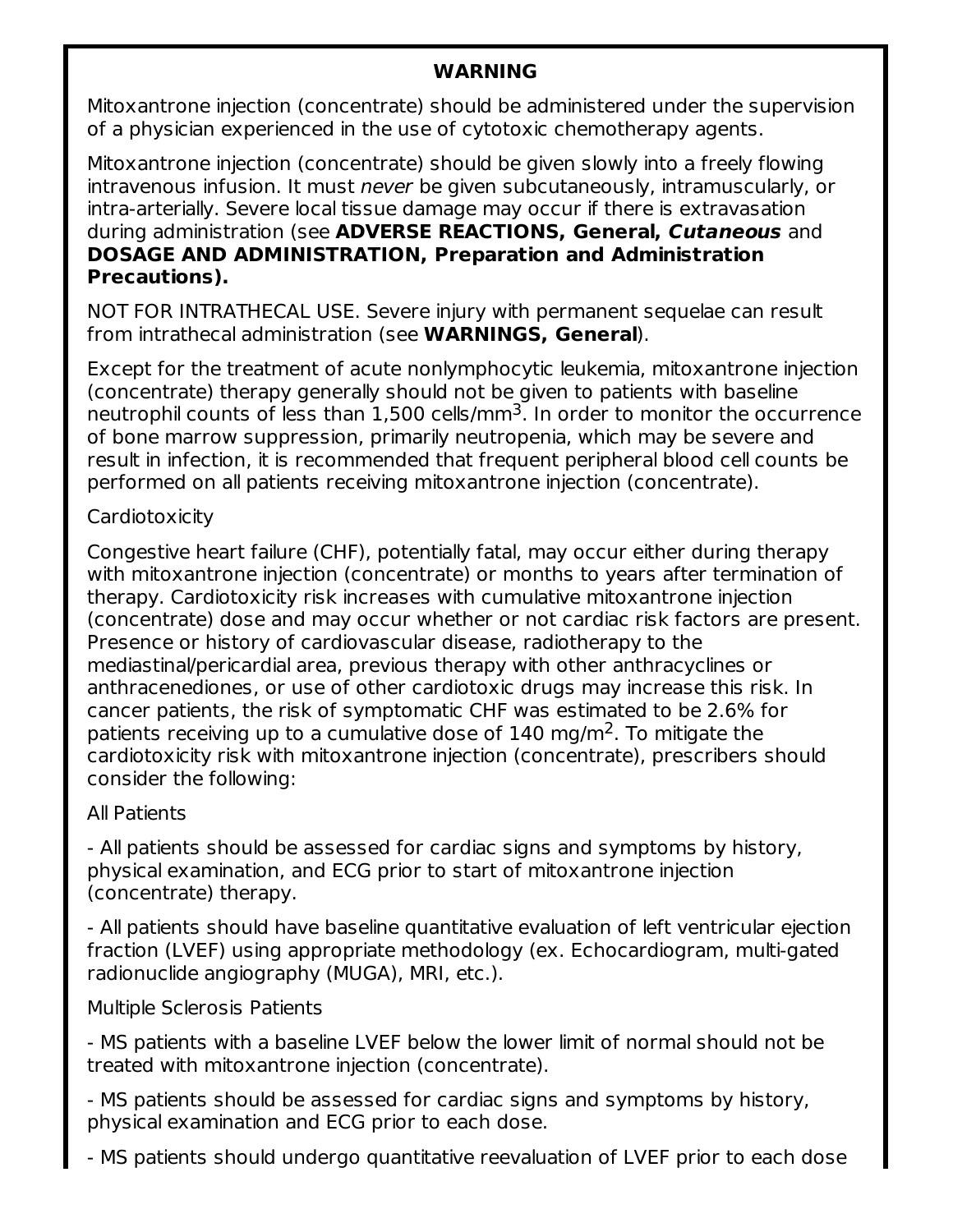## WARNING

Mitoxantrone injection (concentrate) should be administered under the supervision of a physician experienced in the use of cytotoxic chemotherapy agents.

Mitoxantrone injection (concentrate) should be given slowly into a freely flowing intravenous infusion. It must *never* be given subcutaneously, intramuscularly, or intra-arterially. Severe local tissue damage may occur if there is extravasation during administration (see **ADVERSE REACTIONS, General, *Cutaneous*** and **DOSAGE AND ADMINISTRATION, Preparation and Administration Precautions).**

NOT FOR INTRATHECAL USE. Severe injury with permanent sequelae can result from intrathecal administration (see **WARNINGS, General**).

Except for the treatment of acute nonlymphocytic leukemia, mitoxantrone injection (concentrate) therapy generally should not be given to patients with baseline neutrophil counts of less than 1,500 cells/mm$^3$. In order to monitor the occurrence of bone marrow suppression, primarily neutropenia, which may be severe and result in infection, it is recommended that frequent peripheral blood cell counts be performed on all patients receiving mitoxantrone injection (concentrate).

Cardiotoxicity

Congestive heart failure (CHF), potentially fatal, may occur either during therapy with mitoxantrone injection (concentrate) or months to years after termination of therapy. Cardiotoxicity risk increases with cumulative mitoxantrone injection (concentrate) dose and may occur whether or not cardiac risk factors are present. Presence or history of cardiovascular disease, radiotherapy to the mediastinal/pericardial area, previous therapy with other anthracyclines or anthracenediones, or use of other cardiotoxic drugs may increase this risk. In cancer patients, the risk of symptomatic CHF was estimated to be 2.6% for patients receiving up to a cumulative dose of 140 mg/m$^2$. To mitigate the cardiotoxicity risk with mitoxantrone injection (concentrate), prescribers should consider the following:

All Patients

- All patients should be assessed for cardiac signs and symptoms by history, physical examination, and ECG prior to start of mitoxantrone injection (concentrate) therapy.

- All patients should have baseline quantitative evaluation of left ventricular ejection fraction (LVEF) using appropriate methodology (ex. Echocardiogram, multi-gated radionuclide angiography (MUGA), MRI, etc.).

Multiple Sclerosis Patients

- MS patients with a baseline LVEF below the lower limit of normal should not be treated with mitoxantrone injection (concentrate).

- MS patients should be assessed for cardiac signs and symptoms by history, physical examination and ECG prior to each dose.

- MS patients should undergo quantitative reevaluation of LVEF prior to each dose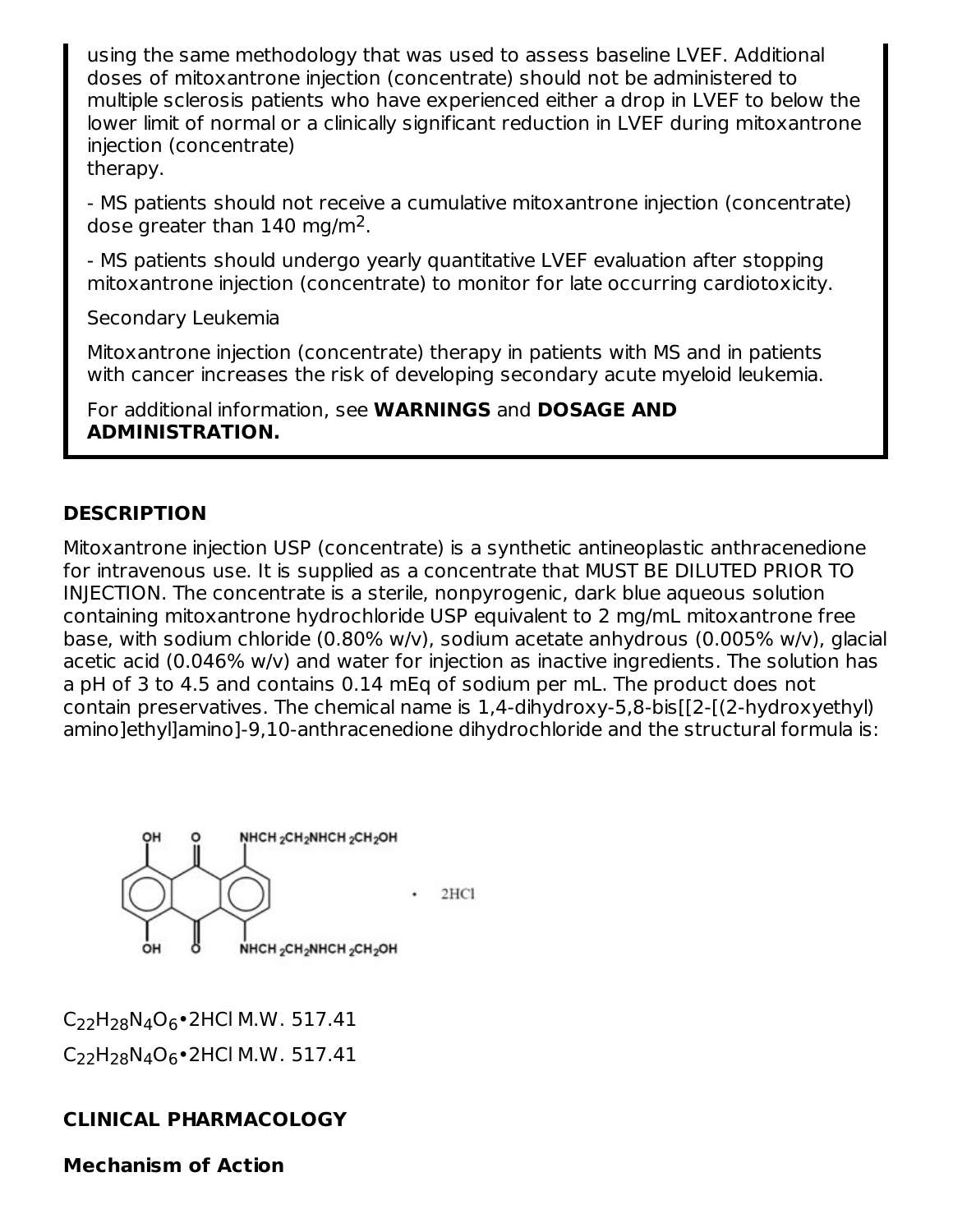using the same methodology that was used to assess baseline LVEF. Additional doses of mitoxantrone injection (concentrate) should not be administered to multiple sclerosis patients who have experienced either a drop in LVEF to below the lower limit of normal or a clinically significant reduction in LVEF during mitoxantrone injection (concentrate)
therapy.

- MS patients should not receive a cumulative mitoxantrone injection (concentrate) dose greater than 140 mg/m$^2$.

- MS patients should undergo yearly quantitative LVEF evaluation after stopping mitoxantrone injection (concentrate) to monitor for late occurring cardiotoxicity.

Secondary Leukemia

Mitoxantrone injection (concentrate) therapy in patients with MS and in patients with cancer increases the risk of developing secondary acute myeloid leukemia.

For additional information, see **WARNINGS** and **DOSAGE AND ADMINISTRATION.**

## DESCRIPTION

Mitoxantrone injection USP (concentrate) is a synthetic antineoplastic anthracenedione for intravenous use. It is supplied as a concentrate that MUST BE DILUTED PRIOR TO INJECTION. The concentrate is a sterile, nonpyrogenic, dark blue aqueous solution containing mitoxantrone hydrochloride USP equivalent to 2 mg/mL mitoxantrone free base, with sodium chloride (0.80% w/v), sodium acetate anhydrous (0.005% w/v), glacial acetic acid (0.046% w/v) and water for injection as inactive ingredients. The solution has a pH of 3 to 4.5 and contains 0.14 mEq of sodium per mL. The product does not contain preservatives. The chemical name is 1,4-dihydroxy-5,8-bis[[2-[(2-hydroxyethyl) amino]ethyl]amino]-9,10-anthracenedione dihydrochloride and the structural formula is:

$C_{22}H_{28}N_4O_6$•2HCl M.W. 517.41

$C_{22}H_{28}N_4O_6$•2HCl M.W. 517.41

## CLINICAL PHARMACOLOGY

### Mechanism of Action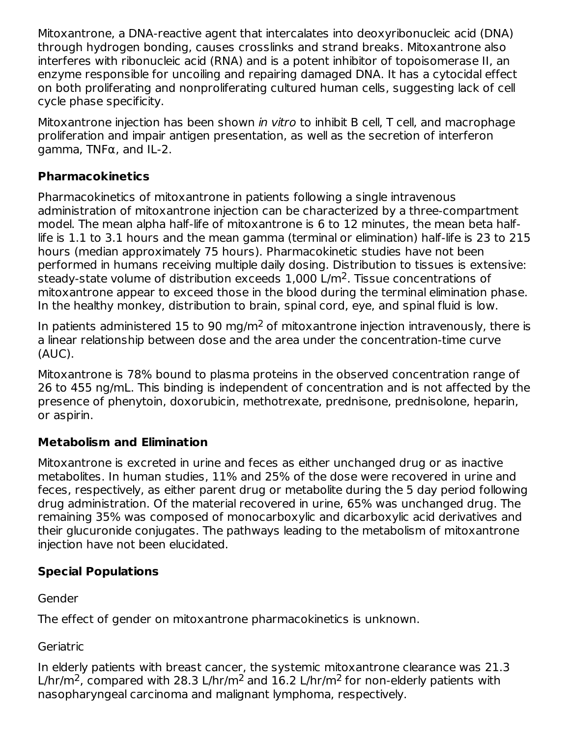Mitoxantrone, a DNA-reactive agent that intercalates into deoxyribonucleic acid (DNA) through hydrogen bonding, causes crosslinks and strand breaks. Mitoxantrone also interferes with ribonucleic acid (RNA) and is a potent inhibitor of topoisomerase II, an enzyme responsible for uncoiling and repairing damaged DNA. It has a cytocidal effect on both proliferating and nonproliferating cultured human cells, suggesting lack of cell cycle phase specificity.

Mitoxantrone injection has been shown *in vitro* to inhibit B cell, T cell, and macrophage proliferation and impair antigen presentation, as well as the secretion of interferon gamma, TNFα, and IL-2.

**Pharmacokinetics**

Pharmacokinetics of mitoxantrone in patients following a single intravenous administration of mitoxantrone injection can be characterized by a three-compartment model. The mean alpha half-life of mitoxantrone is 6 to 12 minutes, the mean beta half-life is 1.1 to 3.1 hours and the mean gamma (terminal or elimination) half-life is 23 to 215 hours (median approximately 75 hours). Pharmacokinetic studies have not been performed in humans receiving multiple daily dosing. Distribution to tissues is extensive: steady-state volume of distribution exceeds 1,000 L/$m^2$. Tissue concentrations of mitoxantrone appear to exceed those in the blood during the terminal elimination phase. In the healthy monkey, distribution to brain, spinal cord, eye, and spinal fluid is low.

In patients administered 15 to 90 mg/$m^2$ of mitoxantrone injection intravenously, there is a linear relationship between dose and the area under the concentration-time curve (AUC).

Mitoxantrone is 78% bound to plasma proteins in the observed concentration range of 26 to 455 ng/mL. This binding is independent of concentration and is not affected by the presence of phenytoin, doxorubicin, methotrexate, prednisone, prednisolone, heparin, or aspirin.

**Metabolism and Elimination**

Mitoxantrone is excreted in urine and feces as either unchanged drug or as inactive metabolites. In human studies, 11% and 25% of the dose were recovered in urine and feces, respectively, as either parent drug or metabolite during the 5 day period following drug administration. Of the material recovered in urine, 65% was unchanged drug. The remaining 35% was composed of monocarboxylic and dicarboxylic acid derivatives and their glucuronide conjugates. The pathways leading to the metabolism of mitoxantrone injection have not been elucidated.

**Special Populations**

Gender

The effect of gender on mitoxantrone pharmacokinetics is unknown.

Geriatric

In elderly patients with breast cancer, the systemic mitoxantrone clearance was 21.3 L/hr/$m^2$, compared with 28.3 L/hr/$m^2$ and 16.2 L/hr/$m^2$ for non-elderly patients with nasopharyngeal carcinoma and malignant lymphoma, respectively.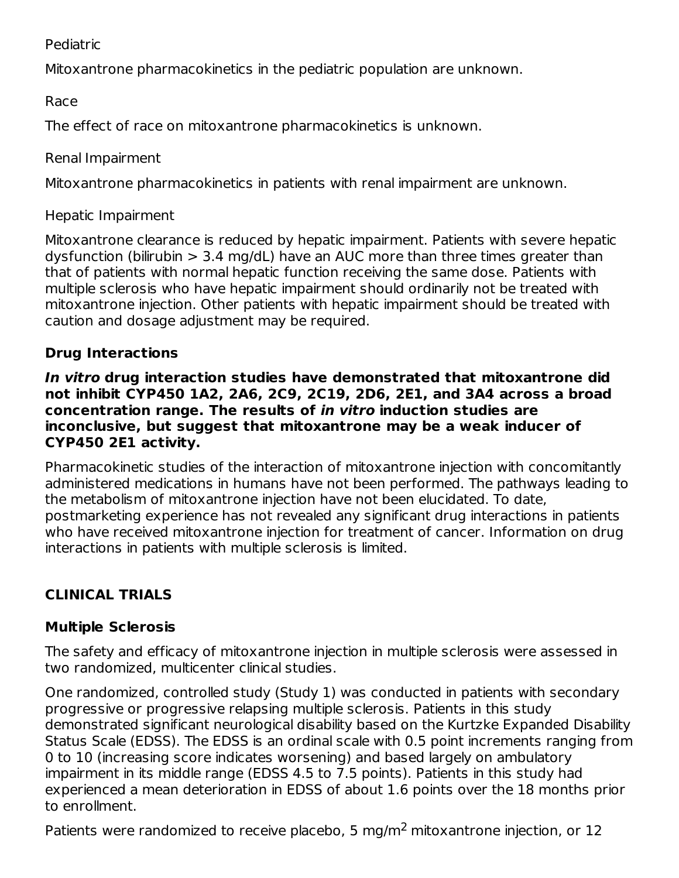Pediatric

Mitoxantrone pharmacokinetics in the pediatric population are unknown.

Race

The effect of race on mitoxantrone pharmacokinetics is unknown.

Renal Impairment

Mitoxantrone pharmacokinetics in patients with renal impairment are unknown.

Hepatic Impairment

Mitoxantrone clearance is reduced by hepatic impairment. Patients with severe hepatic dysfunction (bilirubin > 3.4 mg/dL) have an AUC more than three times greater than that of patients with normal hepatic function receiving the same dose. Patients with multiple sclerosis who have hepatic impairment should ordinarily not be treated with mitoxantrone injection. Other patients with hepatic impairment should be treated with caution and dosage adjustment may be required.

### Drug Interactions

***In vitro* drug interaction studies have demonstrated that mitoxantrone did not inhibit CYP450 1A2, 2A6, 2C9, 2C19, 2D6, 2E1, and 3A4 across a broad concentration range. The results of *in vitro* induction studies are inconclusive, but suggest that mitoxantrone may be a weak inducer of CYP450 2E1 activity.**

Pharmacokinetic studies of the interaction of mitoxantrone injection with concomitantly administered medications in humans have not been performed. The pathways leading to the metabolism of mitoxantrone injection have not been elucidated. To date, postmarketing experience has not revealed any significant drug interactions in patients who have received mitoxantrone injection for treatment of cancer. Information on drug interactions in patients with multiple sclerosis is limited.

## CLINICAL TRIALS

### Multiple Sclerosis

The safety and efficacy of mitoxantrone injection in multiple sclerosis were assessed in two randomized, multicenter clinical studies.

One randomized, controlled study (Study 1) was conducted in patients with secondary progressive or progressive relapsing multiple sclerosis. Patients in this study demonstrated significant neurological disability based on the Kurtzke Expanded Disability Status Scale (EDSS). The EDSS is an ordinal scale with 0.5 point increments ranging from 0 to 10 (increasing score indicates worsening) and based largely on ambulatory impairment in its middle range (EDSS 4.5 to 7.5 points). Patients in this study had experienced a mean deterioration in EDSS of about 1.6 points over the 18 months prior to enrollment.

Patients were randomized to receive placebo, 5 mg/m$^2$ mitoxantrone injection, or 12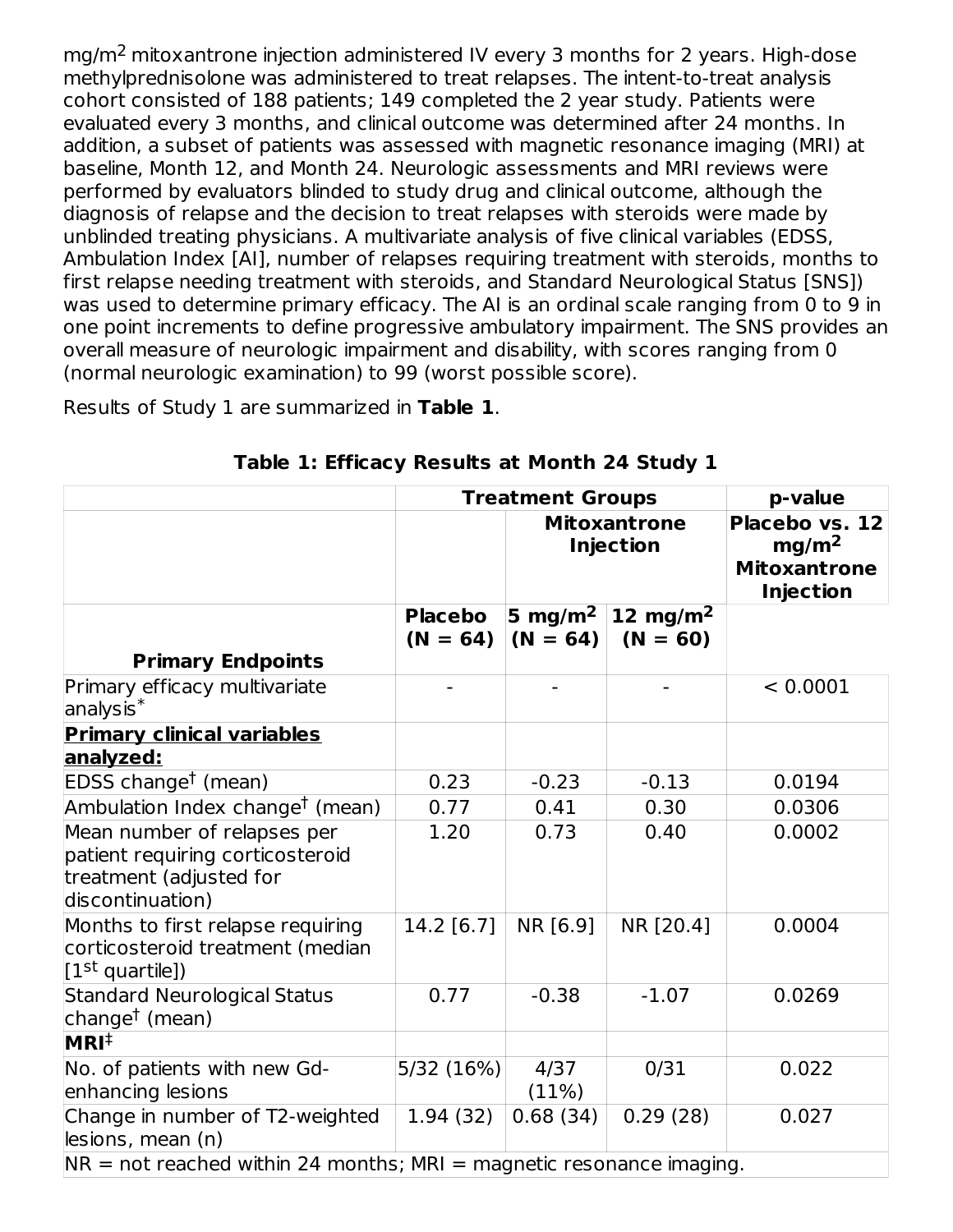$mg/m^2$ mitoxantrone injection administered IV every 3 months for 2 years. High-dose methylprednisolone was administered to treat relapses. The intent-to-treat analysis cohort consisted of 188 patients; 149 completed the 2 year study. Patients were evaluated every 3 months, and clinical outcome was determined after 24 months. In addition, a subset of patients was assessed with magnetic resonance imaging (MRI) at baseline, Month 12, and Month 24. Neurologic assessments and MRI reviews were performed by evaluators blinded to study drug and clinical outcome, although the diagnosis of relapse and the decision to treat relapses with steroids were made by unblinded treating physicians. A multivariate analysis of five clinical variables (EDSS, Ambulation Index [AI], number of relapses requiring treatment with steroids, months to first relapse needing treatment with steroids, and Standard Neurological Status [SNS]) was used to determine primary efficacy. The AI is an ordinal scale ranging from 0 to 9 in one point increments to define progressive ambulatory impairment. The SNS provides an overall measure of neurologic impairment and disability, with scores ranging from 0 (normal neurologic examination) to 99 (worst possible score).

Results of Study 1 are summarized in **Table 1**.

**Table 1: Efficacy Results at Month 24 Study 1**

| | **Treatment Groups** | | | **p-value** |
|---|---|---|---|---|
| | | **Mitoxantrone Injection** | | **Placebo vs. 12 $mg/m^2$ Mitoxantrone Injection** |
| **Primary Endpoints** | **Placebo (N = 64)** | **5 $mg/m^2$ (N = 64)** | **12 $mg/m^2$ (N = 60)** | |
| Primary efficacy multivariate analysis* | - | - | - | < 0.0001 |
| **Primary clinical variables analyzed:** | | | | |
| EDSS change† (mean) | 0.23 | -0.23 | -0.13 | 0.0194 |
| Ambulation Index change† (mean) | 0.77 | 0.41 | 0.30 | 0.0306 |
| Mean number of relapses per patient requiring corticosteroid treatment (adjusted for discontinuation) | 1.20 | 0.73 | 0.40 | 0.0002 |
| Months to first relapse requiring corticosteroid treatment (median [1st quartile]) | 14.2 [6.7] | NR [6.9] | NR [20.4] | 0.0004 |
| Standard Neurological Status change† (mean) | 0.77 | -0.38 | -1.07 | 0.0269 |
| **MRI‡** | | | | |
| No. of patients with new Gd-enhancing lesions | 5/32 (16%) | 4/37 (11%) | 0/31 | 0.022 |
| Change in number of T2-weighted lesions, mean (n) | 1.94 (32) | 0.68 (34) | 0.29 (28) | 0.027 |

NR = not reached within 24 months; MRI = magnetic resonance imaging.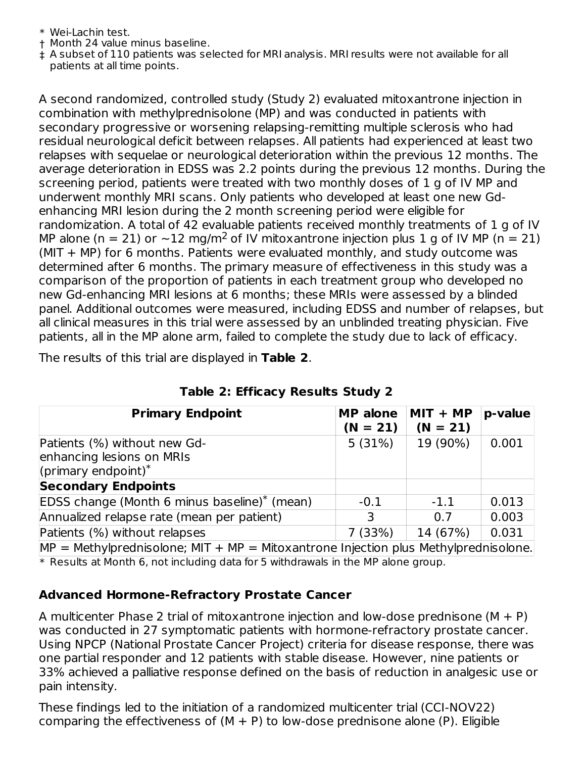\* Wei-Lachin test.
† Month 24 value minus baseline.
‡ A subset of 110 patients was selected for MRI analysis. MRI results were not available for all patients at all time points.

A second randomized, controlled study (Study 2) evaluated mitoxantrone injection in combination with methylprednisolone (MP) and was conducted in patients with secondary progressive or worsening relapsing-remitting multiple sclerosis who had residual neurological deficit between relapses. All patients had experienced at least two relapses with sequelae or neurological deterioration within the previous 12 months. The average deterioration in EDSS was 2.2 points during the previous 12 months. During the screening period, patients were treated with two monthly doses of 1 g of IV MP and underwent monthly MRI scans. Only patients who developed at least one new Gd-enhancing MRI lesion during the 2 month screening period were eligible for randomization. A total of 42 evaluable patients received monthly treatments of 1 g of IV MP alone (n = 21) or ~12 mg/m$^2$ of IV mitoxantrone injection plus 1 g of IV MP (n = 21) (MIT + MP) for 6 months. Patients were evaluated monthly, and study outcome was determined after 6 months. The primary measure of effectiveness in this study was a comparison of the proportion of patients in each treatment group who developed no new Gd-enhancing MRI lesions at 6 months; these MRIs were assessed by a blinded panel. Additional outcomes were measured, including EDSS and number of relapses, but all clinical measures in this trial were assessed by an unblinded treating physician. Five patients, all in the MP alone arm, failed to complete the study due to lack of efficacy.

The results of this trial are displayed in **Table 2**.

**Table 2: Efficacy Results Study 2**

| **Primary Endpoint** | **MP alone (N = 21)** | **MIT + MP (N = 21)** | **p-value** |
|---|---|---|---|
| Patients (%) without new Gd-enhancing lesions on MRIs (primary endpoint)* | 5 (31%) | 19 (90%) | 0.001 |
| **Secondary Endpoints** | | | |
| EDSS change (Month 6 minus baseline)* (mean) | -0.1 | -1.1 | 0.013 |
| Annualized relapse rate (mean per patient) | 3 | 0.7 | 0.003 |
| Patients (%) without relapses | 7 (33%) | 14 (67%) | 0.031 |
| MP = Methylprednisolone; MIT + MP = Mitoxantrone Injection plus Methylprednisolone. | | | |

\* Results at Month 6, not including data for 5 withdrawals in the MP alone group.

## Advanced Hormone-Refractory Prostate Cancer

A multicenter Phase 2 trial of mitoxantrone injection and low-dose prednisone (M + P) was conducted in 27 symptomatic patients with hormone-refractory prostate cancer. Using NPCP (National Prostate Cancer Project) criteria for disease response, there was one partial responder and 12 patients with stable disease. However, nine patients or 33% achieved a palliative response defined on the basis of reduction in analgesic use or pain intensity.

These findings led to the initiation of a randomized multicenter trial (CCI-NOV22) comparing the effectiveness of (M + P) to low-dose prednisone alone (P). Eligible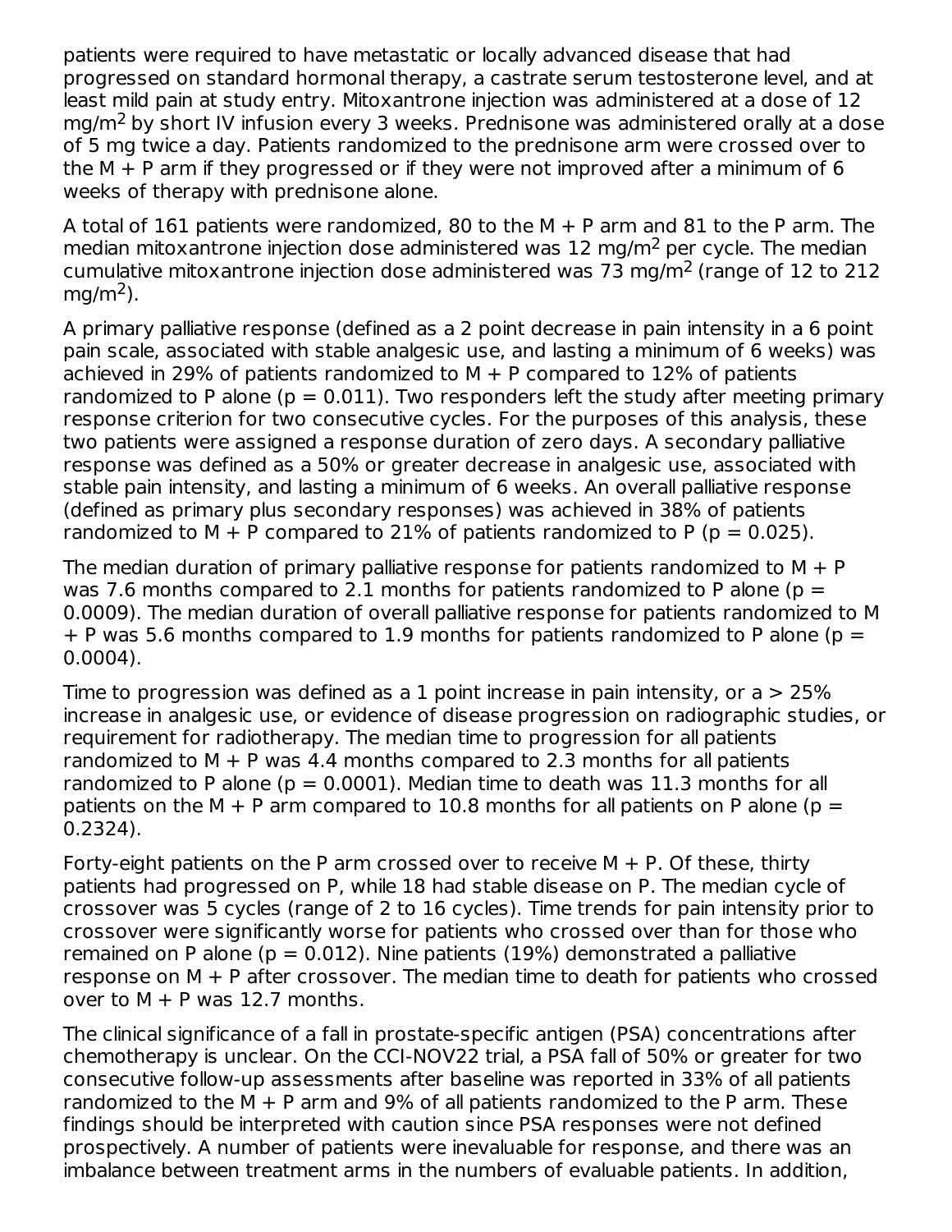patients were required to have metastatic or locally advanced disease that had progressed on standard hormonal therapy, a castrate serum testosterone level, and at least mild pain at study entry. Mitoxantrone injection was administered at a dose of 12 $mg/m^2$ by short IV infusion every 3 weeks. Prednisone was administered orally at a dose of 5 mg twice a day. Patients randomized to the prednisone arm were crossed over to the M + P arm if they progressed or if they were not improved after a minimum of 6 weeks of therapy with prednisone alone.

A total of 161 patients were randomized, 80 to the M + P arm and 81 to the P arm. The median mitoxantrone injection dose administered was 12 $mg/m^2$ per cycle. The median cumulative mitoxantrone injection dose administered was 73 $mg/m^2$ (range of 12 to 212 $mg/m^2$).

A primary palliative response (defined as a 2 point decrease in pain intensity in a 6 point pain scale, associated with stable analgesic use, and lasting a minimum of 6 weeks) was achieved in 29% of patients randomized to M + P compared to 12% of patients randomized to P alone ($p = 0.011$). Two responders left the study after meeting primary response criterion for two consecutive cycles. For the purposes of this analysis, these two patients were assigned a response duration of zero days. A secondary palliative response was defined as a 50% or greater decrease in analgesic use, associated with stable pain intensity, and lasting a minimum of 6 weeks. An overall palliative response (defined as primary plus secondary responses) was achieved in 38% of patients randomized to M + P compared to 21% of patients randomized to P ($p = 0.025$).

The median duration of primary palliative response for patients randomized to M + P was 7.6 months compared to 2.1 months for patients randomized to P alone ($p = 0.0009$). The median duration of overall palliative response for patients randomized to M + P was 5.6 months compared to 1.9 months for patients randomized to P alone ($p = 0.0004$).

Time to progression was defined as a 1 point increase in pain intensity, or a > 25% increase in analgesic use, or evidence of disease progression on radiographic studies, or requirement for radiotherapy. The median time to progression for all patients randomized to M + P was 4.4 months compared to 2.3 months for all patients randomized to P alone ($p = 0.0001$). Median time to death was 11.3 months for all patients on the M + P arm compared to 10.8 months for all patients on P alone ($p = 0.2324$).

Forty-eight patients on the P arm crossed over to receive M + P. Of these, thirty patients had progressed on P, while 18 had stable disease on P. The median cycle of crossover was 5 cycles (range of 2 to 16 cycles). Time trends for pain intensity prior to crossover were significantly worse for patients who crossed over than for those who remained on P alone ($p = 0.012$). Nine patients (19%) demonstrated a palliative response on M + P after crossover. The median time to death for patients who crossed over to M + P was 12.7 months.

The clinical significance of a fall in prostate-specific antigen (PSA) concentrations after chemotherapy is unclear. On the CCI-NOV22 trial, a PSA fall of 50% or greater for two consecutive follow-up assessments after baseline was reported in 33% of all patients randomized to the M + P arm and 9% of all patients randomized to the P arm. These findings should be interpreted with caution since PSA responses were not defined prospectively. A number of patients were inevaluable for response, and there was an imbalance between treatment arms in the numbers of evaluable patients. In addition,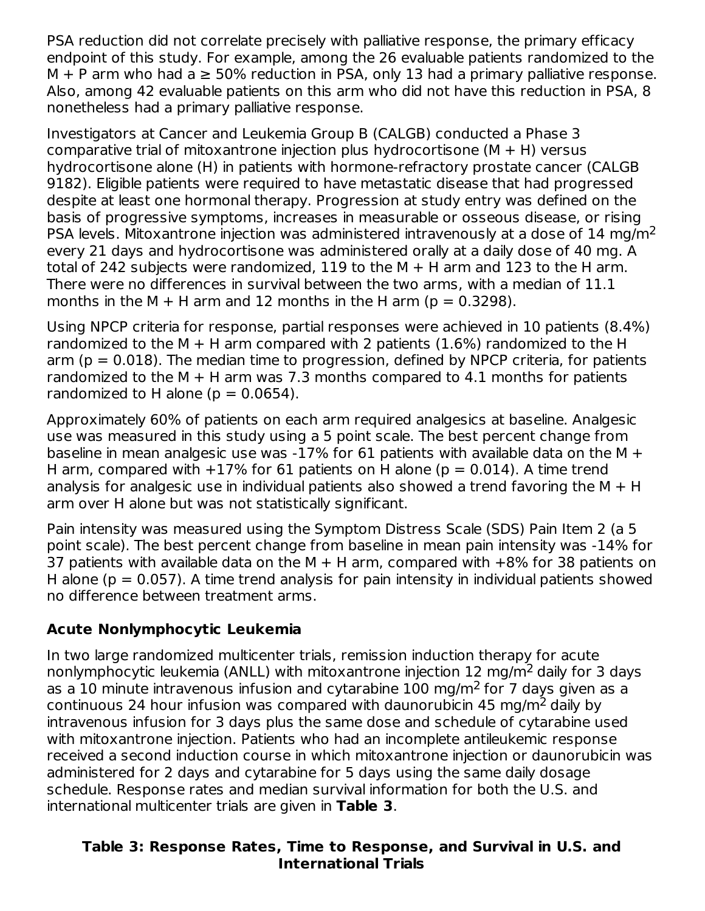PSA reduction did not correlate precisely with palliative response, the primary efficacy endpoint of this study. For example, among the 26 evaluable patients randomized to the M + P arm who had a ≥ 50% reduction in PSA, only 13 had a primary palliative response. Also, among 42 evaluable patients on this arm who did not have this reduction in PSA, 8 nonetheless had a primary palliative response.

Investigators at Cancer and Leukemia Group B (CALGB) conducted a Phase 3 comparative trial of mitoxantrone injection plus hydrocortisone (M + H) versus hydrocortisone alone (H) in patients with hormone-refractory prostate cancer (CALGB 9182). Eligible patients were required to have metastatic disease that had progressed despite at least one hormonal therapy. Progression at study entry was defined on the basis of progressive symptoms, increases in measurable or osseous disease, or rising PSA levels. Mitoxantrone injection was administered intravenously at a dose of 14 mg/m$^2$ every 21 days and hydrocortisone was administered orally at a daily dose of 40 mg. A total of 242 subjects were randomized, 119 to the M + H arm and 123 to the H arm. There were no differences in survival between the two arms, with a median of 11.1 months in the M + H arm and 12 months in the H arm ($p = 0.3298$).

Using NPCP criteria for response, partial responses were achieved in 10 patients (8.4%) randomized to the M + H arm compared with 2 patients (1.6%) randomized to the H arm ($p = 0.018$). The median time to progression, defined by NPCP criteria, for patients randomized to the M + H arm was 7.3 months compared to 4.1 months for patients randomized to H alone ($p = 0.0654$).

Approximately 60% of patients on each arm required analgesics at baseline. Analgesic use was measured in this study using a 5 point scale. The best percent change from baseline in mean analgesic use was -17% for 61 patients with available data on the M + H arm, compared with +17% for 61 patients on H alone ($p = 0.014$). A time trend analysis for analgesic use in individual patients also showed a trend favoring the M + H arm over H alone but was not statistically significant.

Pain intensity was measured using the Symptom Distress Scale (SDS) Pain Item 2 (a 5 point scale). The best percent change from baseline in mean pain intensity was -14% for 37 patients with available data on the M + H arm, compared with +8% for 38 patients on H alone ($p = 0.057$). A time trend analysis for pain intensity in individual patients showed no difference between treatment arms.

### Acute Nonlymphocytic Leukemia

In two large randomized multicenter trials, remission induction therapy for acute nonlymphocytic leukemia (ANLL) with mitoxantrone injection 12 mg/m$^2$ daily for 3 days as a 10 minute intravenous infusion and cytarabine 100 mg/m$^2$ for 7 days given as a continuous 24 hour infusion was compared with daunorubicin 45 mg/m$^2$ daily by intravenous infusion for 3 days plus the same dose and schedule of cytarabine used with mitoxantrone injection. Patients who had an incomplete antileukemic response received a second induction course in which mitoxantrone injection or daunorubicin was administered for 2 days and cytarabine for 5 days using the same daily dosage schedule. Response rates and median survival information for both the U.S. and international multicenter trials are given in **Table 3**.

**Table 3: Response Rates, Time to Response, and Survival in U.S. and International Trials**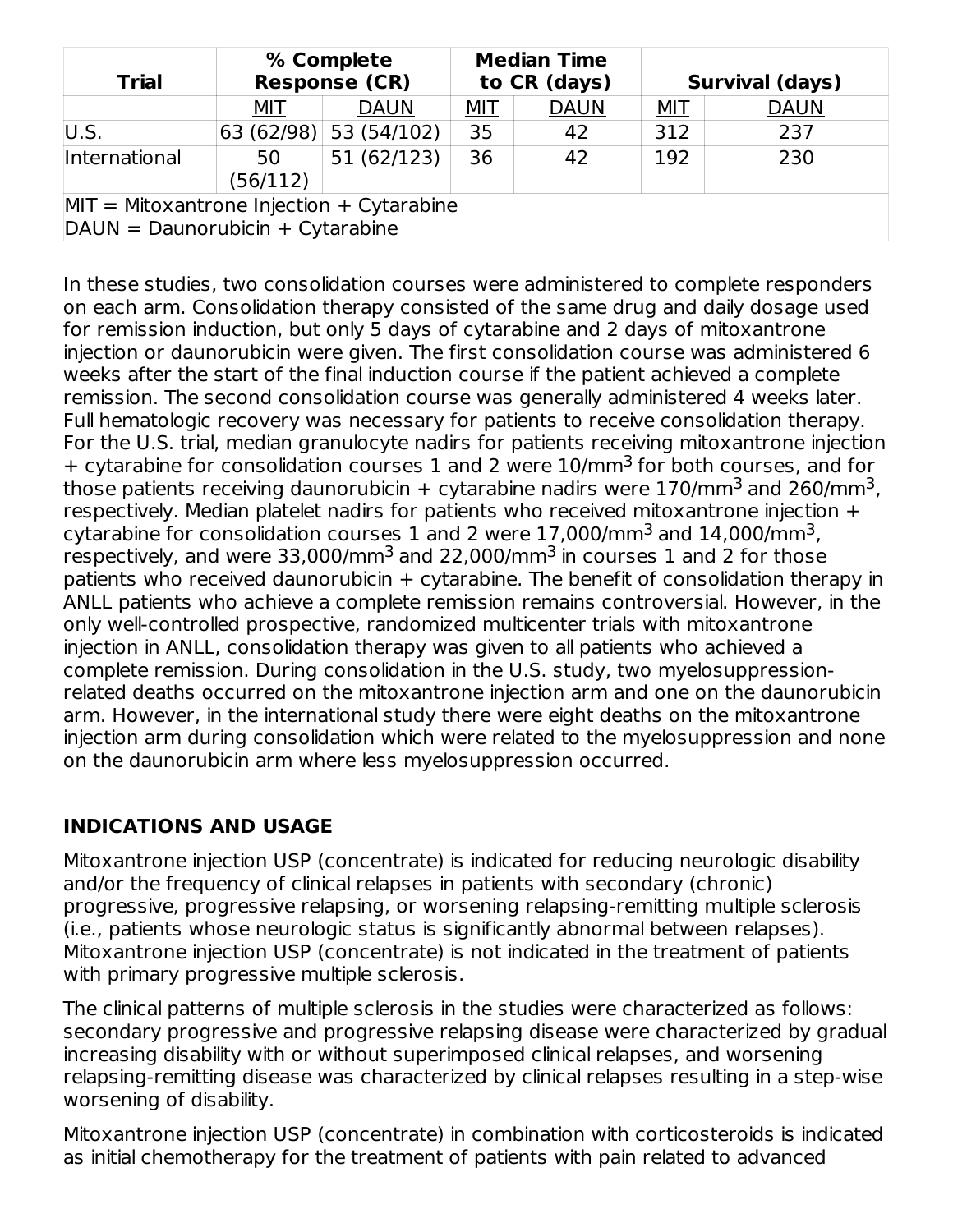| Trial | % Complete Response (CR) | | Median Time to CR (days) | | Survival (days) | |
|---|---|---|---|---|---|---|
| | MIT | DAUN | MIT | DAUN | MIT | DAUN |
| U.S. | 63 (62/98) | 53 (54/102) | 35 | 42 | 312 | 237 |
| International | 50 (56/112) | 51 (62/123) | 36 | 42 | 192 | 230 |
| MIT = Mitoxantrone Injection + Cytarabine<br>DAUN = Daunorubicin + Cytarabine | | | | | | |

In these studies, two consolidation courses were administered to complete responders on each arm. Consolidation therapy consisted of the same drug and daily dosage used for remission induction, but only 5 days of cytarabine and 2 days of mitoxantrone injection or daunorubicin were given. The first consolidation course was administered 6 weeks after the start of the final induction course if the patient achieved a complete remission. The second consolidation course was generally administered 4 weeks later. Full hematologic recovery was necessary for patients to receive consolidation therapy. For the U.S. trial, median granulocyte nadirs for patients receiving mitoxantrone injection + cytarabine for consolidation courses 1 and 2 were $10/mm^3$ for both courses, and for those patients receiving daunorubicin + cytarabine nadirs were $170/mm^3$ and $260/mm^3$, respectively. Median platelet nadirs for patients who received mitoxantrone injection + cytarabine for consolidation courses 1 and 2 were $17{,}000/mm^3$ and $14{,}000/mm^3$, respectively, and were $33{,}000/mm^3$ and $22{,}000/mm^3$ in courses 1 and 2 for those patients who received daunorubicin + cytarabine. The benefit of consolidation therapy in ANLL patients who achieve a complete remission remains controversial. However, in the only well-controlled prospective, randomized multicenter trials with mitoxantrone injection in ANLL, consolidation therapy was given to all patients who achieved a complete remission. During consolidation in the U.S. study, two myelosuppression-related deaths occurred on the mitoxantrone injection arm and one on the daunorubicin arm. However, in the international study there were eight deaths on the mitoxantrone injection arm during consolidation which were related to the myelosuppression and none on the daunorubicin arm where less myelosuppression occurred.

## INDICATIONS AND USAGE

Mitoxantrone injection USP (concentrate) is indicated for reducing neurologic disability and/or the frequency of clinical relapses in patients with secondary (chronic) progressive, progressive relapsing, or worsening relapsing-remitting multiple sclerosis (i.e., patients whose neurologic status is significantly abnormal between relapses). Mitoxantrone injection USP (concentrate) is not indicated in the treatment of patients with primary progressive multiple sclerosis.

The clinical patterns of multiple sclerosis in the studies were characterized as follows: secondary progressive and progressive relapsing disease were characterized by gradual increasing disability with or without superimposed clinical relapses, and worsening relapsing-remitting disease was characterized by clinical relapses resulting in a step-wise worsening of disability.

Mitoxantrone injection USP (concentrate) in combination with corticosteroids is indicated as initial chemotherapy for the treatment of patients with pain related to advanced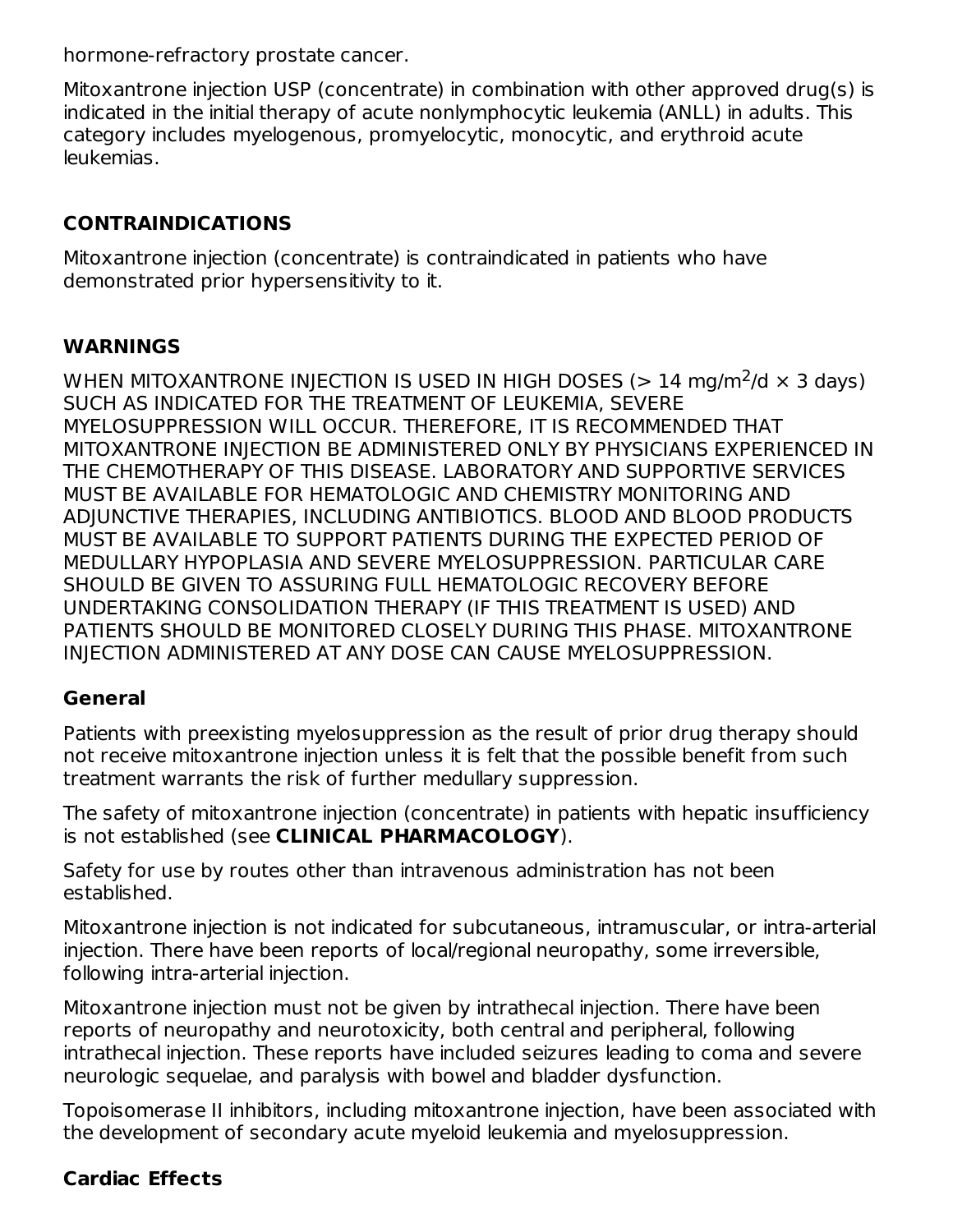hormone-refractory prostate cancer.

Mitoxantrone injection USP (concentrate) in combination with other approved drug(s) is indicated in the initial therapy of acute nonlymphocytic leukemia (ANLL) in adults. This category includes myelogenous, promyelocytic, monocytic, and erythroid acute leukemias.

## CONTRAINDICATIONS

Mitoxantrone injection (concentrate) is contraindicated in patients who have demonstrated prior hypersensitivity to it.

## WARNINGS

WHEN MITOXANTRONE INJECTION IS USED IN HIGH DOSES (> 14 mg/m$^2$/d × 3 days) SUCH AS INDICATED FOR THE TREATMENT OF LEUKEMIA, SEVERE MYELOSUPPRESSION WILL OCCUR. THEREFORE, IT IS RECOMMENDED THAT MITOXANTRONE INJECTION BE ADMINISTERED ONLY BY PHYSICIANS EXPERIENCED IN THE CHEMOTHERAPY OF THIS DISEASE. LABORATORY AND SUPPORTIVE SERVICES MUST BE AVAILABLE FOR HEMATOLOGIC AND CHEMISTRY MONITORING AND ADJUNCTIVE THERAPIES, INCLUDING ANTIBIOTICS. BLOOD AND BLOOD PRODUCTS MUST BE AVAILABLE TO SUPPORT PATIENTS DURING THE EXPECTED PERIOD OF MEDULLARY HYPOPLASIA AND SEVERE MYELOSUPPRESSION. PARTICULAR CARE SHOULD BE GIVEN TO ASSURING FULL HEMATOLOGIC RECOVERY BEFORE UNDERTAKING CONSOLIDATION THERAPY (IF THIS TREATMENT IS USED) AND PATIENTS SHOULD BE MONITORED CLOSELY DURING THIS PHASE. MITOXANTRONE INJECTION ADMINISTERED AT ANY DOSE CAN CAUSE MYELOSUPPRESSION.

### General

Patients with preexisting myelosuppression as the result of prior drug therapy should not receive mitoxantrone injection unless it is felt that the possible benefit from such treatment warrants the risk of further medullary suppression.

The safety of mitoxantrone injection (concentrate) in patients with hepatic insufficiency is not established (see **CLINICAL PHARMACOLOGY**).

Safety for use by routes other than intravenous administration has not been established.

Mitoxantrone injection is not indicated for subcutaneous, intramuscular, or intra-arterial injection. There have been reports of local/regional neuropathy, some irreversible, following intra-arterial injection.

Mitoxantrone injection must not be given by intrathecal injection. There have been reports of neuropathy and neurotoxicity, both central and peripheral, following intrathecal injection. These reports have included seizures leading to coma and severe neurologic sequelae, and paralysis with bowel and bladder dysfunction.

Topoisomerase II inhibitors, including mitoxantrone injection, have been associated with the development of secondary acute myeloid leukemia and myelosuppression.

### Cardiac Effects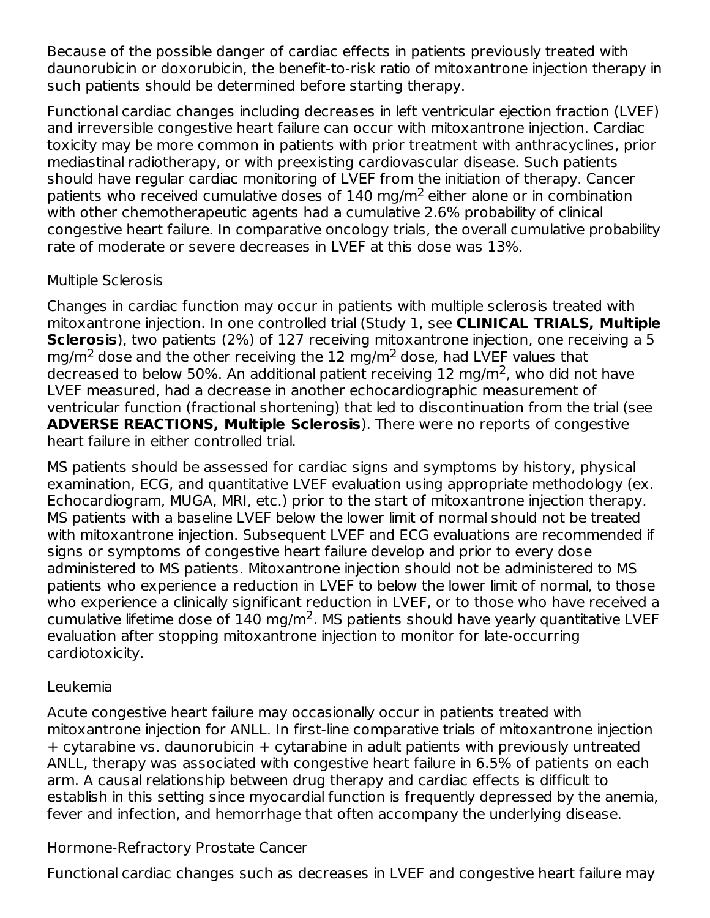Because of the possible danger of cardiac effects in patients previously treated with daunorubicin or doxorubicin, the benefit-to-risk ratio of mitoxantrone injection therapy in such patients should be determined before starting therapy.

Functional cardiac changes including decreases in left ventricular ejection fraction (LVEF) and irreversible congestive heart failure can occur with mitoxantrone injection. Cardiac toxicity may be more common in patients with prior treatment with anthracyclines, prior mediastinal radiotherapy, or with preexisting cardiovascular disease. Such patients should have regular cardiac monitoring of LVEF from the initiation of therapy. Cancer patients who received cumulative doses of 140 mg/$m^2$ either alone or in combination with other chemotherapeutic agents had a cumulative 2.6% probability of clinical congestive heart failure. In comparative oncology trials, the overall cumulative probability rate of moderate or severe decreases in LVEF at this dose was 13%.

Multiple Sclerosis

Changes in cardiac function may occur in patients with multiple sclerosis treated with mitoxantrone injection. In one controlled trial (Study 1, see **CLINICAL TRIALS, Multiple Sclerosis**), two patients (2%) of 127 receiving mitoxantrone injection, one receiving a 5 mg/$m^2$ dose and the other receiving the 12 mg/$m^2$ dose, had LVEF values that decreased to below 50%. An additional patient receiving 12 mg/$m^2$, who did not have LVEF measured, had a decrease in another echocardiographic measurement of ventricular function (fractional shortening) that led to discontinuation from the trial (see **ADVERSE REACTIONS, Multiple Sclerosis**). There were no reports of congestive heart failure in either controlled trial.

MS patients should be assessed for cardiac signs and symptoms by history, physical examination, ECG, and quantitative LVEF evaluation using appropriate methodology (ex. Echocardiogram, MUGA, MRI, etc.) prior to the start of mitoxantrone injection therapy. MS patients with a baseline LVEF below the lower limit of normal should not be treated with mitoxantrone injection. Subsequent LVEF and ECG evaluations are recommended if signs or symptoms of congestive heart failure develop and prior to every dose administered to MS patients. Mitoxantrone injection should not be administered to MS patients who experience a reduction in LVEF to below the lower limit of normal, to those who experience a clinically significant reduction in LVEF, or to those who have received a cumulative lifetime dose of 140 mg/$m^2$. MS patients should have yearly quantitative LVEF evaluation after stopping mitoxantrone injection to monitor for late-occurring cardiotoxicity.

Leukemia

Acute congestive heart failure may occasionally occur in patients treated with mitoxantrone injection for ANLL. In first-line comparative trials of mitoxantrone injection + cytarabine vs. daunorubicin + cytarabine in adult patients with previously untreated ANLL, therapy was associated with congestive heart failure in 6.5% of patients on each arm. A causal relationship between drug therapy and cardiac effects is difficult to establish in this setting since myocardial function is frequently depressed by the anemia, fever and infection, and hemorrhage that often accompany the underlying disease.

Hormone-Refractory Prostate Cancer

Functional cardiac changes such as decreases in LVEF and congestive heart failure may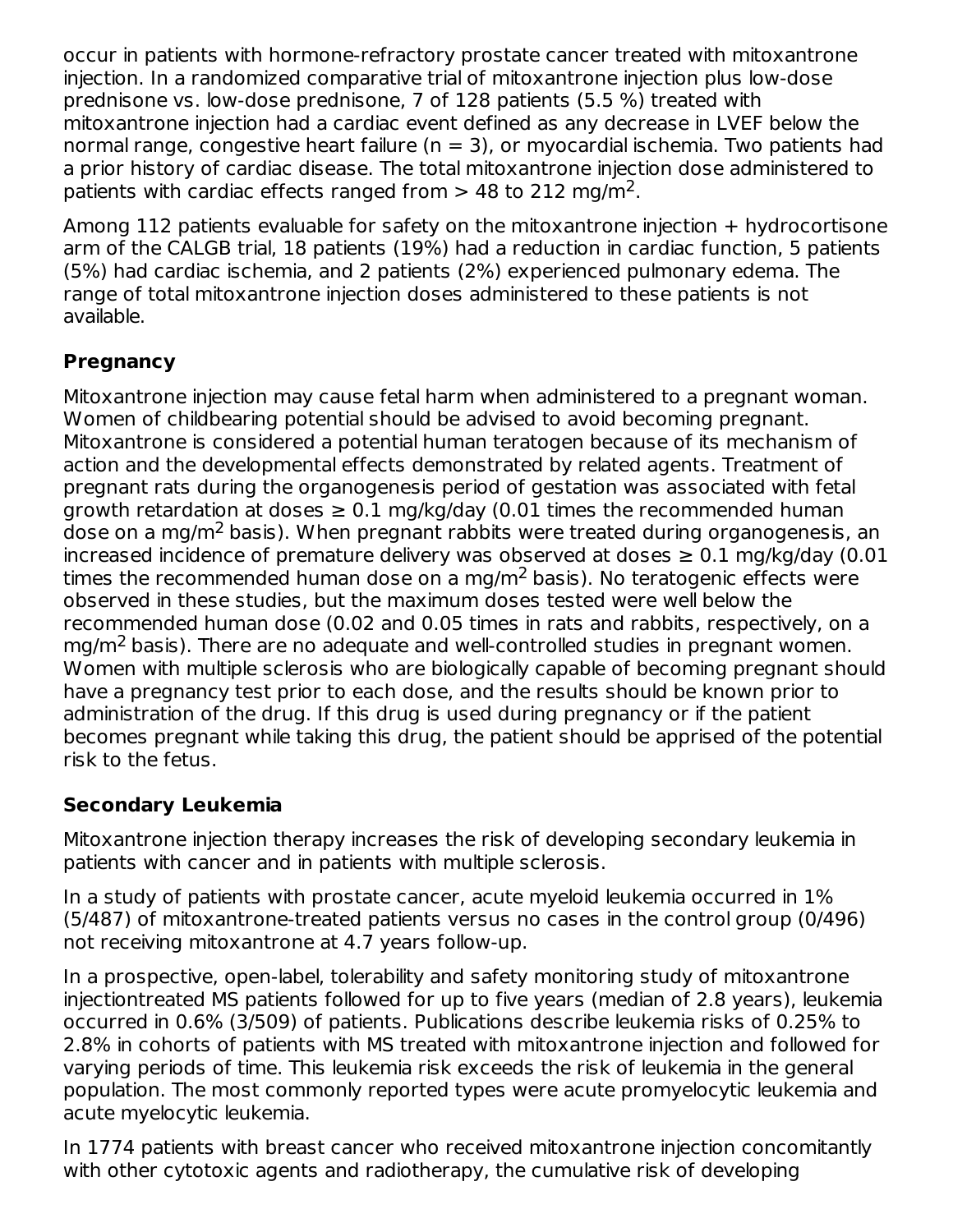occur in patients with hormone-refractory prostate cancer treated with mitoxantrone injection. In a randomized comparative trial of mitoxantrone injection plus low-dose prednisone vs. low-dose prednisone, 7 of 128 patients (5.5 %) treated with mitoxantrone injection had a cardiac event defined as any decrease in LVEF below the normal range, congestive heart failure (n = 3), or myocardial ischemia. Two patients had a prior history of cardiac disease. The total mitoxantrone injection dose administered to patients with cardiac effects ranged from > 48 to 212 mg/m$^2$.

Among 112 patients evaluable for safety on the mitoxantrone injection + hydrocortisone arm of the CALGB trial, 18 patients (19%) had a reduction in cardiac function, 5 patients (5%) had cardiac ischemia, and 2 patients (2%) experienced pulmonary edema. The range of total mitoxantrone injection doses administered to these patients is not available.

**Pregnancy**

Mitoxantrone injection may cause fetal harm when administered to a pregnant woman. Women of childbearing potential should be advised to avoid becoming pregnant. Mitoxantrone is considered a potential human teratogen because of its mechanism of action and the developmental effects demonstrated by related agents. Treatment of pregnant rats during the organogenesis period of gestation was associated with fetal growth retardation at doses ≥ 0.1 mg/kg/day (0.01 times the recommended human dose on a mg/m$^2$ basis). When pregnant rabbits were treated during organogenesis, an increased incidence of premature delivery was observed at doses ≥ 0.1 mg/kg/day (0.01 times the recommended human dose on a mg/m$^2$ basis). No teratogenic effects were observed in these studies, but the maximum doses tested were well below the recommended human dose (0.02 and 0.05 times in rats and rabbits, respectively, on a mg/m$^2$ basis). There are no adequate and well-controlled studies in pregnant women. Women with multiple sclerosis who are biologically capable of becoming pregnant should have a pregnancy test prior to each dose, and the results should be known prior to administration of the drug. If this drug is used during pregnancy or if the patient becomes pregnant while taking this drug, the patient should be apprised of the potential risk to the fetus.

**Secondary Leukemia**

Mitoxantrone injection therapy increases the risk of developing secondary leukemia in patients with cancer and in patients with multiple sclerosis.

In a study of patients with prostate cancer, acute myeloid leukemia occurred in 1% (5/487) of mitoxantrone-treated patients versus no cases in the control group (0/496) not receiving mitoxantrone at 4.7 years follow-up.

In a prospective, open-label, tolerability and safety monitoring study of mitoxantrone injectiontreated MS patients followed for up to five years (median of 2.8 years), leukemia occurred in 0.6% (3/509) of patients. Publications describe leukemia risks of 0.25% to 2.8% in cohorts of patients with MS treated with mitoxantrone injection and followed for varying periods of time. This leukemia risk exceeds the risk of leukemia in the general population. The most commonly reported types were acute promyelocytic leukemia and acute myelocytic leukemia.

In 1774 patients with breast cancer who received mitoxantrone injection concomitantly with other cytotoxic agents and radiotherapy, the cumulative risk of developing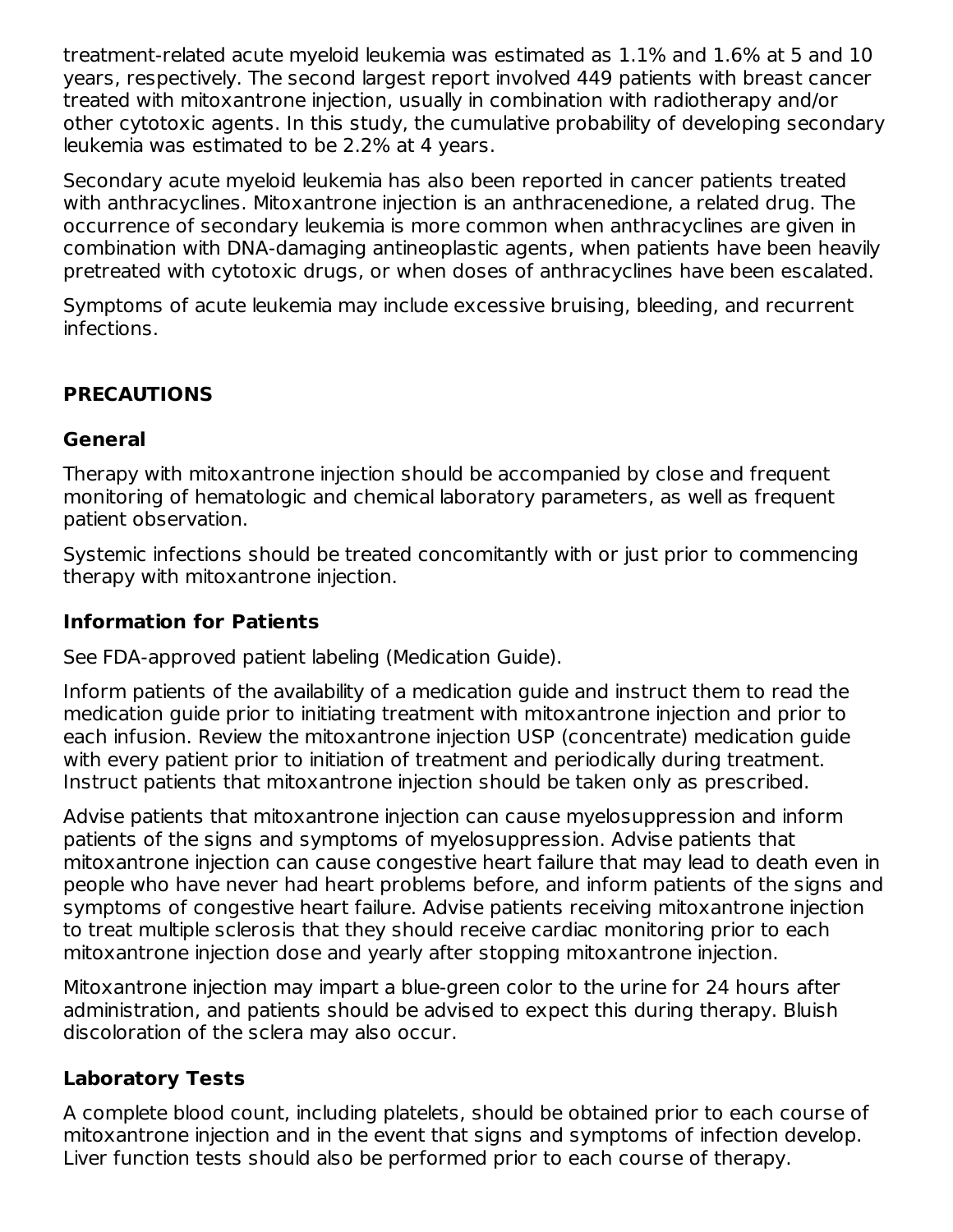treatment-related acute myeloid leukemia was estimated as 1.1% and 1.6% at 5 and 10 years, respectively. The second largest report involved 449 patients with breast cancer treated with mitoxantrone injection, usually in combination with radiotherapy and/or other cytotoxic agents. In this study, the cumulative probability of developing secondary leukemia was estimated to be 2.2% at 4 years.

Secondary acute myeloid leukemia has also been reported in cancer patients treated with anthracyclines. Mitoxantrone injection is an anthracenedione, a related drug. The occurrence of secondary leukemia is more common when anthracyclines are given in combination with DNA-damaging antineoplastic agents, when patients have been heavily pretreated with cytotoxic drugs, or when doses of anthracyclines have been escalated.

Symptoms of acute leukemia may include excessive bruising, bleeding, and recurrent infections.

## PRECAUTIONS

### General

Therapy with mitoxantrone injection should be accompanied by close and frequent monitoring of hematologic and chemical laboratory parameters, as well as frequent patient observation.

Systemic infections should be treated concomitantly with or just prior to commencing therapy with mitoxantrone injection.

### Information for Patients

See FDA-approved patient labeling (Medication Guide).

Inform patients of the availability of a medication guide and instruct them to read the medication guide prior to initiating treatment with mitoxantrone injection and prior to each infusion. Review the mitoxantrone injection USP (concentrate) medication guide with every patient prior to initiation of treatment and periodically during treatment. Instruct patients that mitoxantrone injection should be taken only as prescribed.

Advise patients that mitoxantrone injection can cause myelosuppression and inform patients of the signs and symptoms of myelosuppression. Advise patients that mitoxantrone injection can cause congestive heart failure that may lead to death even in people who have never had heart problems before, and inform patients of the signs and symptoms of congestive heart failure. Advise patients receiving mitoxantrone injection to treat multiple sclerosis that they should receive cardiac monitoring prior to each mitoxantrone injection dose and yearly after stopping mitoxantrone injection.

Mitoxantrone injection may impart a blue-green color to the urine for 24 hours after administration, and patients should be advised to expect this during therapy. Bluish discoloration of the sclera may also occur.

### Laboratory Tests

A complete blood count, including platelets, should be obtained prior to each course of mitoxantrone injection and in the event that signs and symptoms of infection develop. Liver function tests should also be performed prior to each course of therapy.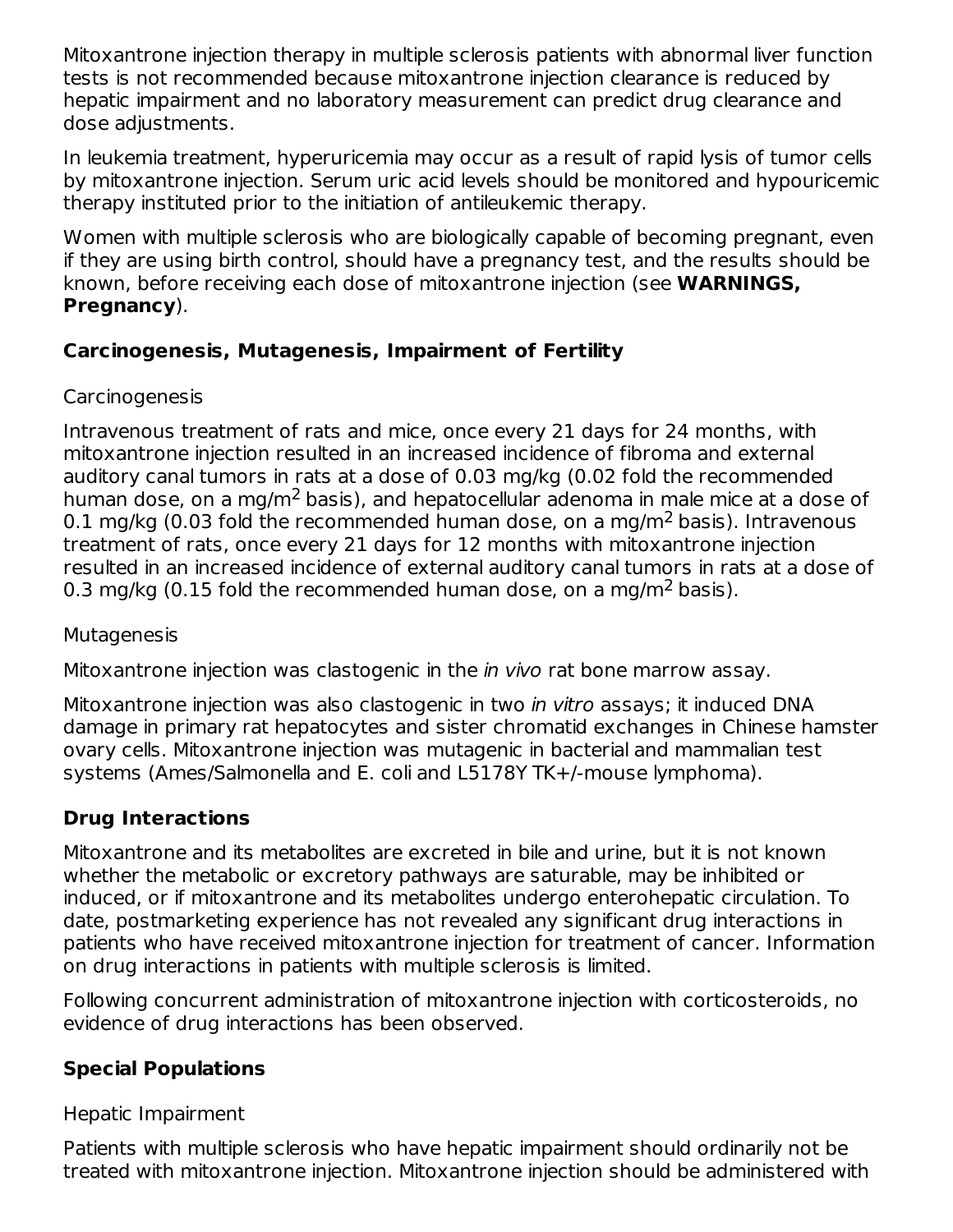Mitoxantrone injection therapy in multiple sclerosis patients with abnormal liver function tests is not recommended because mitoxantrone injection clearance is reduced by hepatic impairment and no laboratory measurement can predict drug clearance and dose adjustments.

In leukemia treatment, hyperuricemia may occur as a result of rapid lysis of tumor cells by mitoxantrone injection. Serum uric acid levels should be monitored and hypouricemic therapy instituted prior to the initiation of antileukemic therapy.

Women with multiple sclerosis who are biologically capable of becoming pregnant, even if they are using birth control, should have a pregnancy test, and the results should be known, before receiving each dose of mitoxantrone injection (see **WARNINGS, Pregnancy**).

### Carcinogenesis, Mutagenesis, Impairment of Fertility

Carcinogenesis

Intravenous treatment of rats and mice, once every 21 days for 24 months, with mitoxantrone injection resulted in an increased incidence of fibroma and external auditory canal tumors in rats at a dose of 0.03 mg/kg (0.02 fold the recommended human dose, on a mg/$m^2$ basis), and hepatocellular adenoma in male mice at a dose of 0.1 mg/kg (0.03 fold the recommended human dose, on a mg/$m^2$ basis). Intravenous treatment of rats, once every 21 days for 12 months with mitoxantrone injection resulted in an increased incidence of external auditory canal tumors in rats at a dose of 0.3 mg/kg (0.15 fold the recommended human dose, on a mg/$m^2$ basis).

Mutagenesis

Mitoxantrone injection was clastogenic in the *in vivo* rat bone marrow assay.

Mitoxantrone injection was also clastogenic in two *in vitro* assays; it induced DNA damage in primary rat hepatocytes and sister chromatid exchanges in Chinese hamster ovary cells. Mitoxantrone injection was mutagenic in bacterial and mammalian test systems (Ames/Salmonella and E. coli and L5178Y TK+/-mouse lymphoma).

### Drug Interactions

Mitoxantrone and its metabolites are excreted in bile and urine, but it is not known whether the metabolic or excretory pathways are saturable, may be inhibited or induced, or if mitoxantrone and its metabolites undergo enterohepatic circulation. To date, postmarketing experience has not revealed any significant drug interactions in patients who have received mitoxantrone injection for treatment of cancer. Information on drug interactions in patients with multiple sclerosis is limited.

Following concurrent administration of mitoxantrone injection with corticosteroids, no evidence of drug interactions has been observed.

### Special Populations

Hepatic Impairment

Patients with multiple sclerosis who have hepatic impairment should ordinarily not be treated with mitoxantrone injection. Mitoxantrone injection should be administered with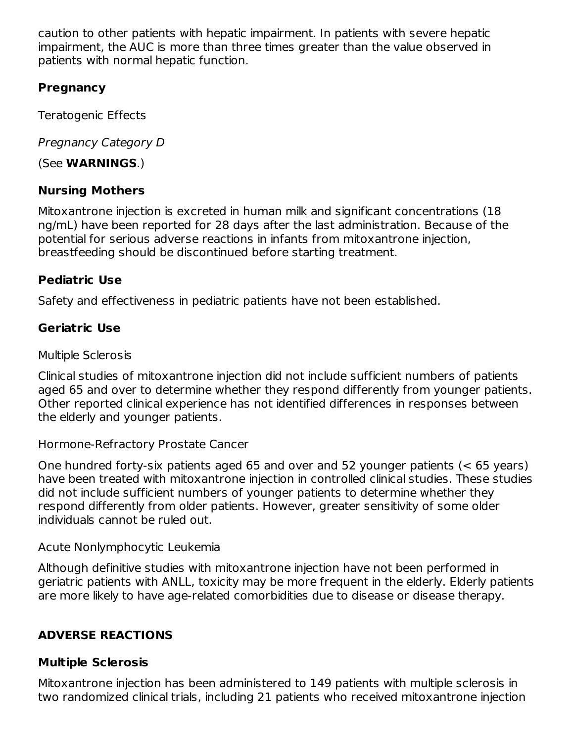caution to other patients with hepatic impairment. In patients with severe hepatic impairment, the AUC is more than three times greater than the value observed in patients with normal hepatic function.

### Pregnancy

Teratogenic Effects

*Pregnancy Category D*

(See **WARNINGS**.)

### Nursing Mothers

Mitoxantrone injection is excreted in human milk and significant concentrations (18 ng/mL) have been reported for 28 days after the last administration. Because of the potential for serious adverse reactions in infants from mitoxantrone injection, breastfeeding should be discontinued before starting treatment.

### Pediatric Use

Safety and effectiveness in pediatric patients have not been established.

### Geriatric Use

Multiple Sclerosis

Clinical studies of mitoxantrone injection did not include sufficient numbers of patients aged 65 and over to determine whether they respond differently from younger patients. Other reported clinical experience has not identified differences in responses between the elderly and younger patients.

Hormone-Refractory Prostate Cancer

One hundred forty-six patients aged 65 and over and 52 younger patients (< 65 years) have been treated with mitoxantrone injection in controlled clinical studies. These studies did not include sufficient numbers of younger patients to determine whether they respond differently from older patients. However, greater sensitivity of some older individuals cannot be ruled out.

Acute Nonlymphocytic Leukemia

Although definitive studies with mitoxantrone injection have not been performed in geriatric patients with ANLL, toxicity may be more frequent in the elderly. Elderly patients are more likely to have age-related comorbidities due to disease or disease therapy.

## ADVERSE REACTIONS

### Multiple Sclerosis

Mitoxantrone injection has been administered to 149 patients with multiple sclerosis in two randomized clinical trials, including 21 patients who received mitoxantrone injection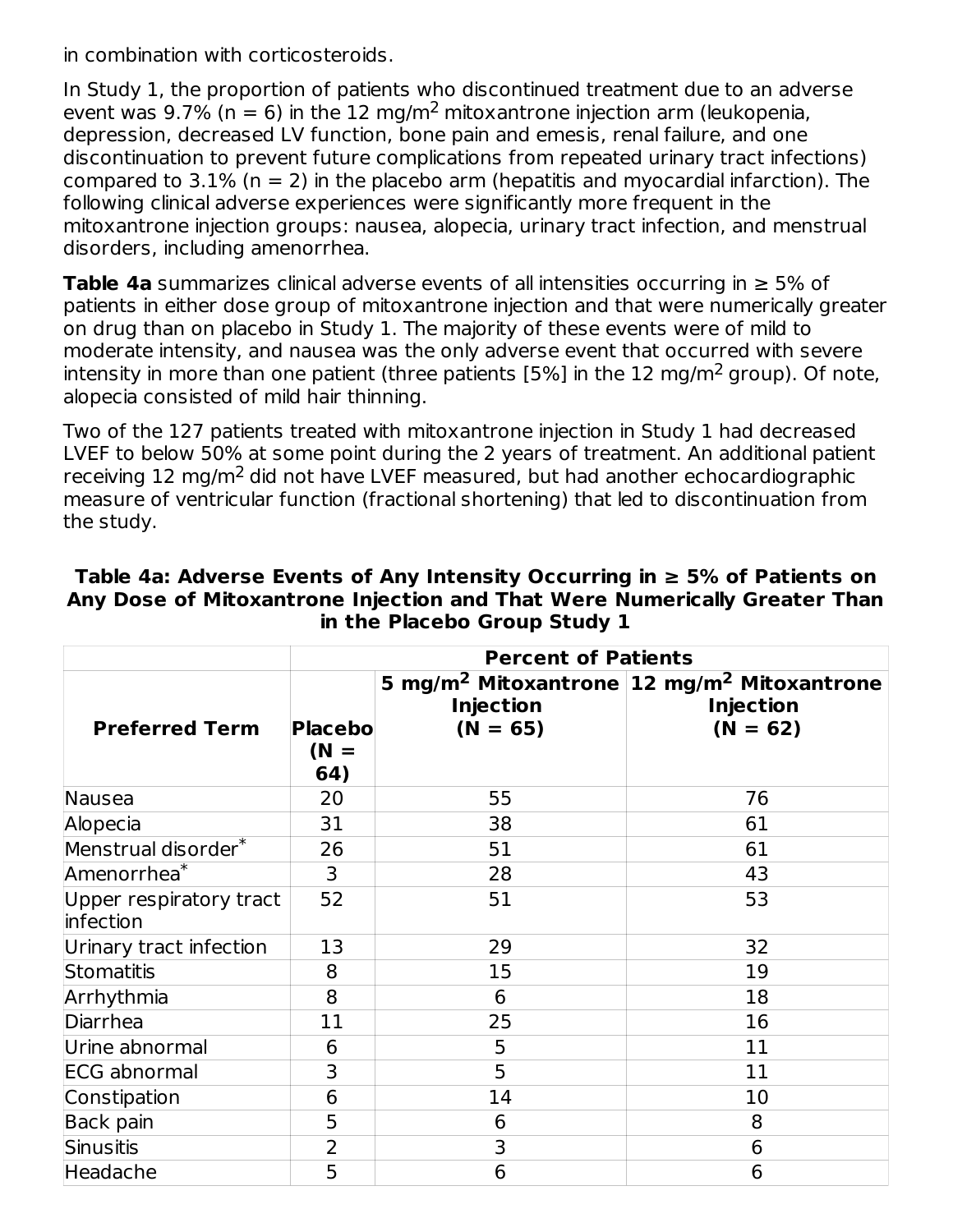in combination with corticosteroids.

In Study 1, the proportion of patients who discontinued treatment due to an adverse event was 9.7% (n = 6) in the 12 mg/m$^2$ mitoxantrone injection arm (leukopenia, depression, decreased LV function, bone pain and emesis, renal failure, and one discontinuation to prevent future complications from repeated urinary tract infections) compared to 3.1% (n = 2) in the placebo arm (hepatitis and myocardial infarction). The following clinical adverse experiences were significantly more frequent in the mitoxantrone injection groups: nausea, alopecia, urinary tract infection, and menstrual disorders, including amenorrhea.

**Table 4a** summarizes clinical adverse events of all intensities occurring in ≥ 5% of patients in either dose group of mitoxantrone injection and that were numerically greater on drug than on placebo in Study 1. The majority of these events were of mild to moderate intensity, and nausea was the only adverse event that occurred with severe intensity in more than one patient (three patients [5%] in the 12 mg/m$^2$ group). Of note, alopecia consisted of mild hair thinning.

Two of the 127 patients treated with mitoxantrone injection in Study 1 had decreased LVEF to below 50% at some point during the 2 years of treatment. An additional patient receiving 12 mg/m$^2$ did not have LVEF measured, but had another echocardiographic measure of ventricular function (fractional shortening) that led to discontinuation from the study.

**Table 4a: Adverse Events of Any Intensity Occurring in ≥ 5% of Patients on Any Dose of Mitoxantrone Injection and That Were Numerically Greater Than in the Placebo Group Study 1**

| | Percent of Patients | | |
|---|---|---|---|
| **Preferred Term** | **Placebo (N = 64)** | **5 mg/m$^2$ Mitoxantrone Injection (N = 65)** | **12 mg/m$^2$ Mitoxantrone Injection (N = 62)** |
| Nausea | 20 | 55 | 76 |
| Alopecia | 31 | 38 | 61 |
| Menstrual disorder* | 26 | 51 | 61 |
| Amenorrhea* | 3 | 28 | 43 |
| Upper respiratory tract infection | 52 | 51 | 53 |
| Urinary tract infection | 13 | 29 | 32 |
| Stomatitis | 8 | 15 | 19 |
| Arrhythmia | 8 | 6 | 18 |
| Diarrhea | 11 | 25 | 16 |
| Urine abnormal | 6 | 5 | 11 |
| ECG abnormal | 3 | 5 | 11 |
| Constipation | 6 | 14 | 10 |
| Back pain | 5 | 6 | 8 |
| Sinusitis | 2 | 3 | 6 |
| Headache | 5 | 6 | 6 |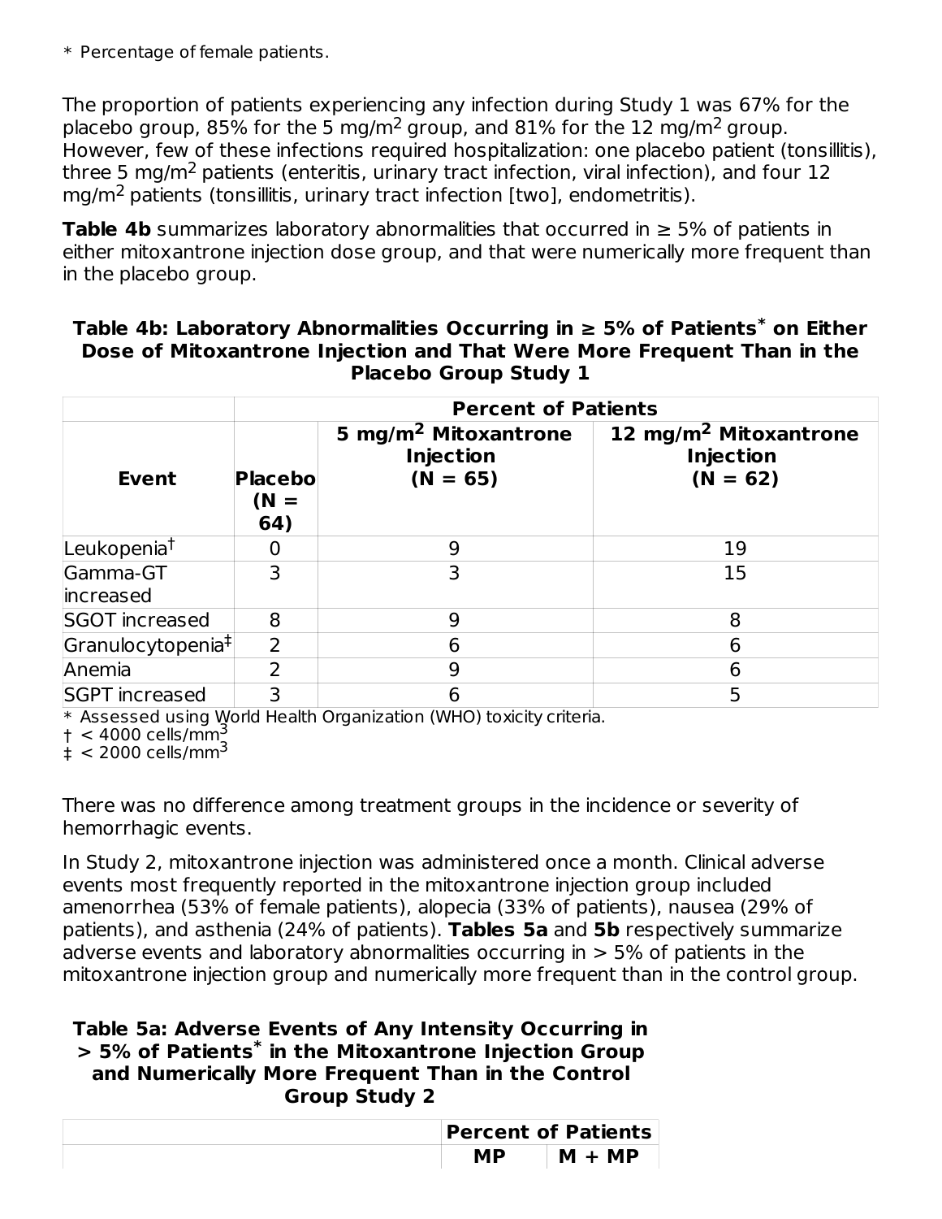\* Percentage of female patients.

The proportion of patients experiencing any infection during Study 1 was 67% for the placebo group, 85% for the 5 mg/m$^2$ group, and 81% for the 12 mg/m$^2$ group. However, few of these infections required hospitalization: one placebo patient (tonsillitis), three 5 mg/m$^2$ patients (enteritis, urinary tract infection, viral infection), and four 12 mg/m$^2$ patients (tonsillitis, urinary tract infection [two], endometritis).

**Table 4b** summarizes laboratory abnormalities that occurred in ≥ 5% of patients in either mitoxantrone injection dose group, and that were numerically more frequent than in the placebo group.

**Table 4b: Laboratory Abnormalities Occurring in ≥ 5% of Patients\* on Either Dose of Mitoxantrone Injection and That Were More Frequent Than in the Placebo Group Study 1**

| | Percent of Patients | | |
|---|---|---|---|
| **Event** | **Placebo (N = 64)** | **5 mg/m$^2$ Mitoxantrone Injection (N = 65)** | **12 mg/m$^2$ Mitoxantrone Injection (N = 62)** |
| Leukopenia† | 0 | 9 | 19 |
| Gamma-GT increased | 3 | 3 | 15 |
| SGOT increased | 8 | 9 | 8 |
| Granulocytopenia‡ | 2 | 6 | 6 |
| Anemia | 2 | 9 | 6 |
| SGPT increased | 3 | 6 | 5 |

\* Assessed using World Health Organization (WHO) toxicity criteria.
† < 4000 cells/mm$^3$
‡ < 2000 cells/mm$^3$

There was no difference among treatment groups in the incidence or severity of hemorrhagic events.

In Study 2, mitoxantrone injection was administered once a month. Clinical adverse events most frequently reported in the mitoxantrone injection group included amenorrhea (53% of female patients), alopecia (33% of patients), nausea (29% of patients), and asthenia (24% of patients). **Tables 5a** and **5b** respectively summarize adverse events and laboratory abnormalities occurring in > 5% of patients in the mitoxantrone injection group and numerically more frequent than in the control group.

**Table 5a: Adverse Events of Any Intensity Occurring in > 5% of Patients\* in the Mitoxantrone Injection Group and Numerically More Frequent Than in the Control Group Study 2**

| | Percent of Patients | |
|---|---|---|
| | **MP** | **M + MP** |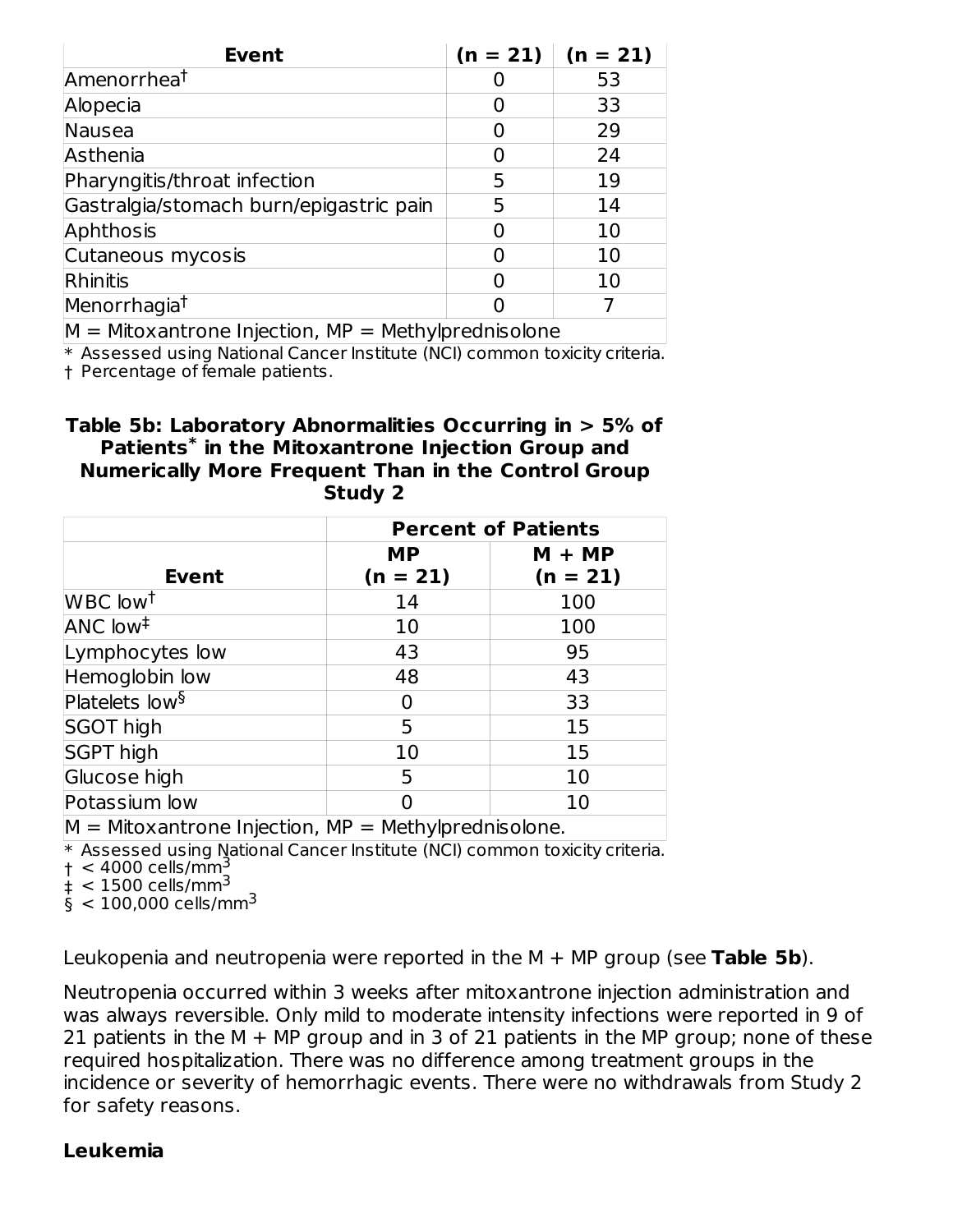| Event | (n = 21) | (n = 21) |
| --- | --- | --- |
| Amenorrhea† | 0 | 53 |
| Alopecia | 0 | 33 |
| Nausea | 0 | 29 |
| Asthenia | 0 | 24 |
| Pharyngitis/throat infection | 5 | 19 |
| Gastralgia/stomach burn/epigastric pain | 5 | 14 |
| Aphthosis | 0 | 10 |
| Cutaneous mycosis | 0 | 10 |
| Rhinitis | 0 | 10 |
| Menorrhagia† | 0 | 7 |
| M = Mitoxantrone Injection, MP = Methylprednisolone | | |

* Assessed using National Cancer Institute (NCI) common toxicity criteria.
† Percentage of female patients.

**Table 5b: Laboratory Abnormalities Occurring in > 5% of Patients* in the Mitoxantrone Injection Group and Numerically More Frequent Than in the Control Group Study 2**

| | Percent of Patients | |
| --- | --- | --- |
| **Event** | **MP (n = 21)** | **M + MP (n = 21)** |
| WBC low† | 14 | 100 |
| ANC low‡ | 10 | 100 |
| Lymphocytes low | 43 | 95 |
| Hemoglobin low | 48 | 43 |
| Platelets low§ | 0 | 33 |
| SGOT high | 5 | 15 |
| SGPT high | 10 | 15 |
| Glucose high | 5 | 10 |
| Potassium low | 0 | 10 |
| M = Mitoxantrone Injection, MP = Methylprednisolone. | | |

* Assessed using National Cancer Institute (NCI) common toxicity criteria.
† < 4000 cells/mm$^3$
‡ < 1500 cells/mm$^3$
§ < 100,000 cells/mm$^3$

Leukopenia and neutropenia were reported in the M + MP group (see **Table 5b**).

Neutropenia occurred within 3 weeks after mitoxantrone injection administration and was always reversible. Only mild to moderate intensity infections were reported in 9 of 21 patients in the M + MP group and in 3 of 21 patients in the MP group; none of these required hospitalization. There was no difference among treatment groups in the incidence or severity of hemorrhagic events. There were no withdrawals from Study 2 for safety reasons.

**Leukemia**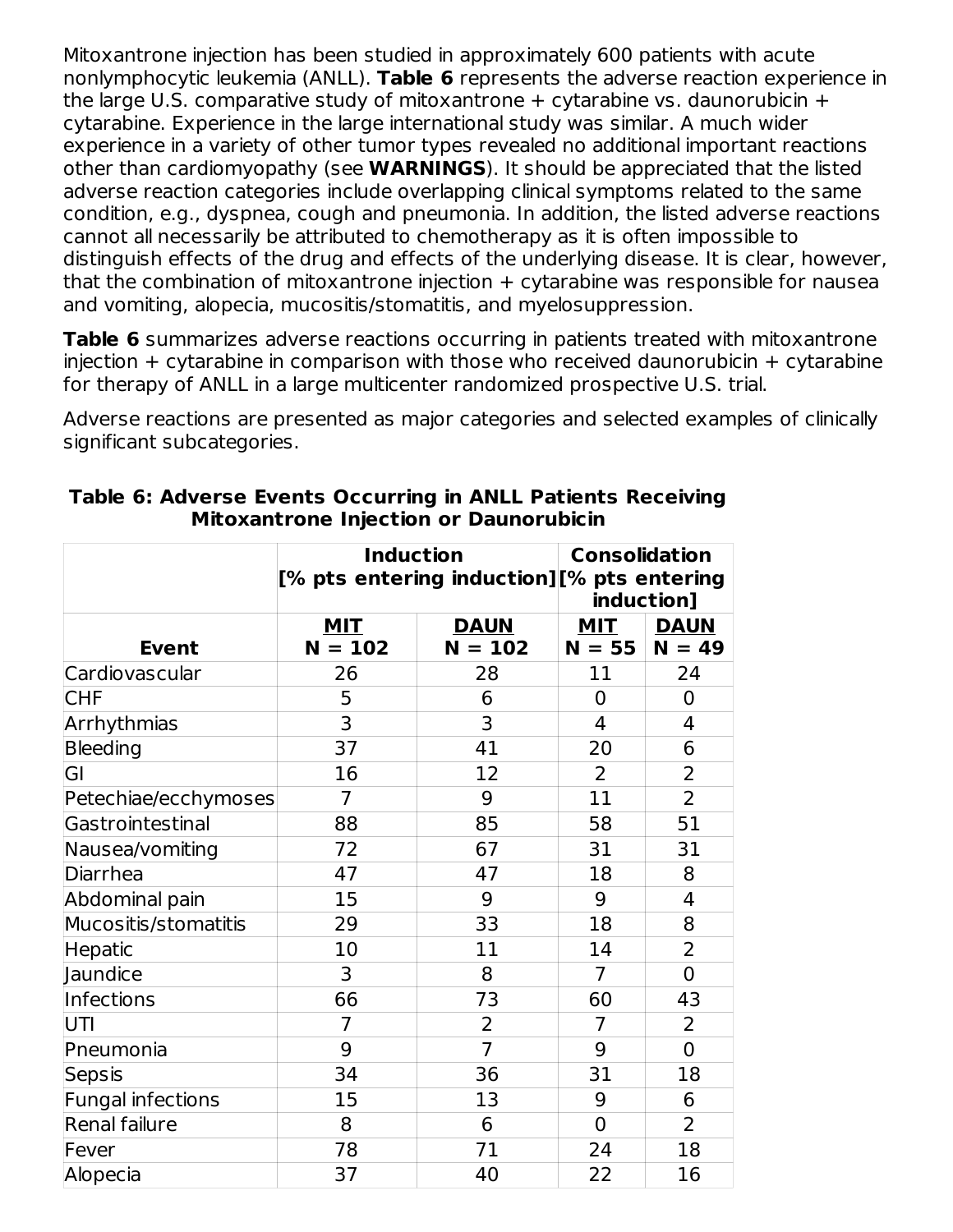Mitoxantrone injection has been studied in approximately 600 patients with acute nonlymphocytic leukemia (ANLL). **Table 6** represents the adverse reaction experience in the large U.S. comparative study of mitoxantrone + cytarabine vs. daunorubicin + cytarabine. Experience in the large international study was similar. A much wider experience in a variety of other tumor types revealed no additional important reactions other than cardiomyopathy (see **WARNINGS**). It should be appreciated that the listed adverse reaction categories include overlapping clinical symptoms related to the same condition, e.g., dyspnea, cough and pneumonia. In addition, the listed adverse reactions cannot all necessarily be attributed to chemotherapy as it is often impossible to distinguish effects of the drug and effects of the underlying disease. It is clear, however, that the combination of mitoxantrone injection + cytarabine was responsible for nausea and vomiting, alopecia, mucositis/stomatitis, and myelosuppression.

**Table 6** summarizes adverse reactions occurring in patients treated with mitoxantrone injection + cytarabine in comparison with those who received daunorubicin + cytarabine for therapy of ANLL in a large multicenter randomized prospective U.S. trial.

Adverse reactions are presented as major categories and selected examples of clinically significant subcategories.

**Table 6: Adverse Events Occurring in ANLL Patients Receiving Mitoxantrone Injection or Daunorubicin**

| | Induction [% pts entering induction] | | Consolidation [% pts entering induction] | |
|---|---|---|---|---|
| **Event** | **MIT N = 102** | **DAUN N = 102** | **MIT N = 55** | **DAUN N = 49** |
| Cardiovascular | 26 | 28 | 11 | 24 |
| CHF | 5 | 6 | 0 | 0 |
| Arrhythmias | 3 | 3 | 4 | 4 |
| Bleeding | 37 | 41 | 20 | 6 |
| GI | 16 | 12 | 2 | 2 |
| Petechiae/ecchymoses | 7 | 9 | 11 | 2 |
| Gastrointestinal | 88 | 85 | 58 | 51 |
| Nausea/vomiting | 72 | 67 | 31 | 31 |
| Diarrhea | 47 | 47 | 18 | 8 |
| Abdominal pain | 15 | 9 | 9 | 4 |
| Mucositis/stomatitis | 29 | 33 | 18 | 8 |
| Hepatic | 10 | 11 | 14 | 2 |
| Jaundice | 3 | 8 | 7 | 0 |
| Infections | 66 | 73 | 60 | 43 |
| UTI | 7 | 2 | 7 | 2 |
| Pneumonia | 9 | 7 | 9 | 0 |
| Sepsis | 34 | 36 | 31 | 18 |
| Fungal infections | 15 | 13 | 9 | 6 |
| Renal failure | 8 | 6 | 0 | 2 |
| Fever | 78 | 71 | 24 | 18 |
| Alopecia | 37 | 40 | 22 | 16 |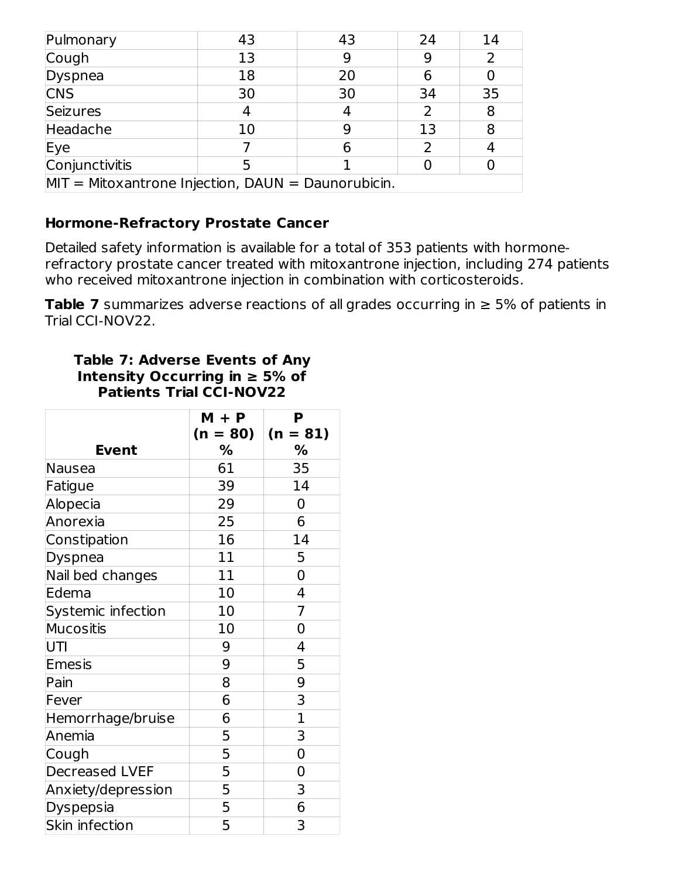| | | | | |
|---|---|---|---|---|
| Pulmonary | 43 | 43 | 24 | 14 |
| Cough | 13 | 9 | 9 | 2 |
| Dyspnea | 18 | 20 | 6 | 0 |
| CNS | 30 | 30 | 34 | 35 |
| Seizures | 4 | 4 | 2 | 8 |
| Headache | 10 | 9 | 13 | 8 |
| Eye | 7 | 6 | 2 | 4 |
| Conjunctivitis | 5 | 1 | 0 | 0 |
| MIT = Mitoxantrone Injection, DAUN = Daunorubicin. | | | | |

### Hormone-Refractory Prostate Cancer

Detailed safety information is available for a total of 353 patients with hormone-refractory prostate cancer treated with mitoxantrone injection, including 274 patients who received mitoxantrone injection in combination with corticosteroids.

**Table 7** summarizes adverse reactions of all grades occurring in ≥ 5% of patients in Trial CCI-NOV22.

**Table 7: Adverse Events of Any Intensity Occurring in ≥ 5% of Patients Trial CCI-NOV22**

| Event | M + P (n = 80) % | P (n = 81) % |
|---|---|---|
| Nausea | 61 | 35 |
| Fatigue | 39 | 14 |
| Alopecia | 29 | 0 |
| Anorexia | 25 | 6 |
| Constipation | 16 | 14 |
| Dyspnea | 11 | 5 |
| Nail bed changes | 11 | 0 |
| Edema | 10 | 4 |
| Systemic infection | 10 | 7 |
| Mucositis | 10 | 0 |
| UTI | 9 | 4 |
| Emesis | 9 | 5 |
| Pain | 8 | 9 |
| Fever | 6 | 3 |
| Hemorrhage/bruise | 6 | 1 |
| Anemia | 5 | 3 |
| Cough | 5 | 0 |
| Decreased LVEF | 5 | 0 |
| Anxiety/depression | 5 | 3 |
| Dyspepsia | 5 | 6 |
| Skin infection | 5 | 3 |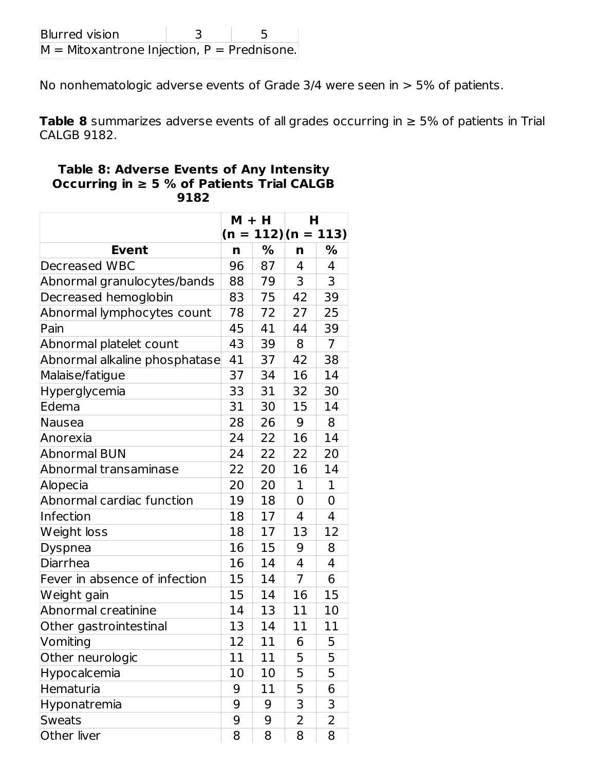| Blurred vision | 3 | 5 |
| --- | --- | --- |
| M = Mitoxantrone Injection, P = Prednisone. | | |

No nonhematologic adverse events of Grade 3/4 were seen in > 5% of patients.

**Table 8** summarizes adverse events of all grades occurring in ≥ 5% of patients in Trial CALGB 9182.

**Table 8: Adverse Events of Any Intensity Occurring in ≥ 5 % of Patients Trial CALGB 9182**

| | M + H (n = 112) | | H (n = 113) | |
| --- | --- | --- | --- | --- |
| **Event** | **n** | **%** | **n** | **%** |
| Decreased WBC | 96 | 87 | 4 | 4 |
| Abnormal granulocytes/bands | 88 | 79 | 3 | 3 |
| Decreased hemoglobin | 83 | 75 | 42 | 39 |
| Abnormal lymphocytes count | 78 | 72 | 27 | 25 |
| Pain | 45 | 41 | 44 | 39 |
| Abnormal platelet count | 43 | 39 | 8 | 7 |
| Abnormal alkaline phosphatase | 41 | 37 | 42 | 38 |
| Malaise/fatigue | 37 | 34 | 16 | 14 |
| Hyperglycemia | 33 | 31 | 32 | 30 |
| Edema | 31 | 30 | 15 | 14 |
| Nausea | 28 | 26 | 9 | 8 |
| Anorexia | 24 | 22 | 16 | 14 |
| Abnormal BUN | 24 | 22 | 22 | 20 |
| Abnormal transaminase | 22 | 20 | 16 | 14 |
| Alopecia | 20 | 20 | 1 | 1 |
| Abnormal cardiac function | 19 | 18 | 0 | 0 |
| Infection | 18 | 17 | 4 | 4 |
| Weight loss | 18 | 17 | 13 | 12 |
| Dyspnea | 16 | 15 | 9 | 8 |
| Diarrhea | 16 | 14 | 4 | 4 |
| Fever in absence of infection | 15 | 14 | 7 | 6 |
| Weight gain | 15 | 14 | 16 | 15 |
| Abnormal creatinine | 14 | 13 | 11 | 10 |
| Other gastrointestinal | 13 | 14 | 11 | 11 |
| Vomiting | 12 | 11 | 6 | 5 |
| Other neurologic | 11 | 11 | 5 | 5 |
| Hypocalcemia | 10 | 10 | 5 | 5 |
| Hematuria | 9 | 11 | 5 | 6 |
| Hyponatremia | 9 | 9 | 3 | 3 |
| Sweats | 9 | 9 | 2 | 2 |
| Other liver | 8 | 8 | 8 | 8 |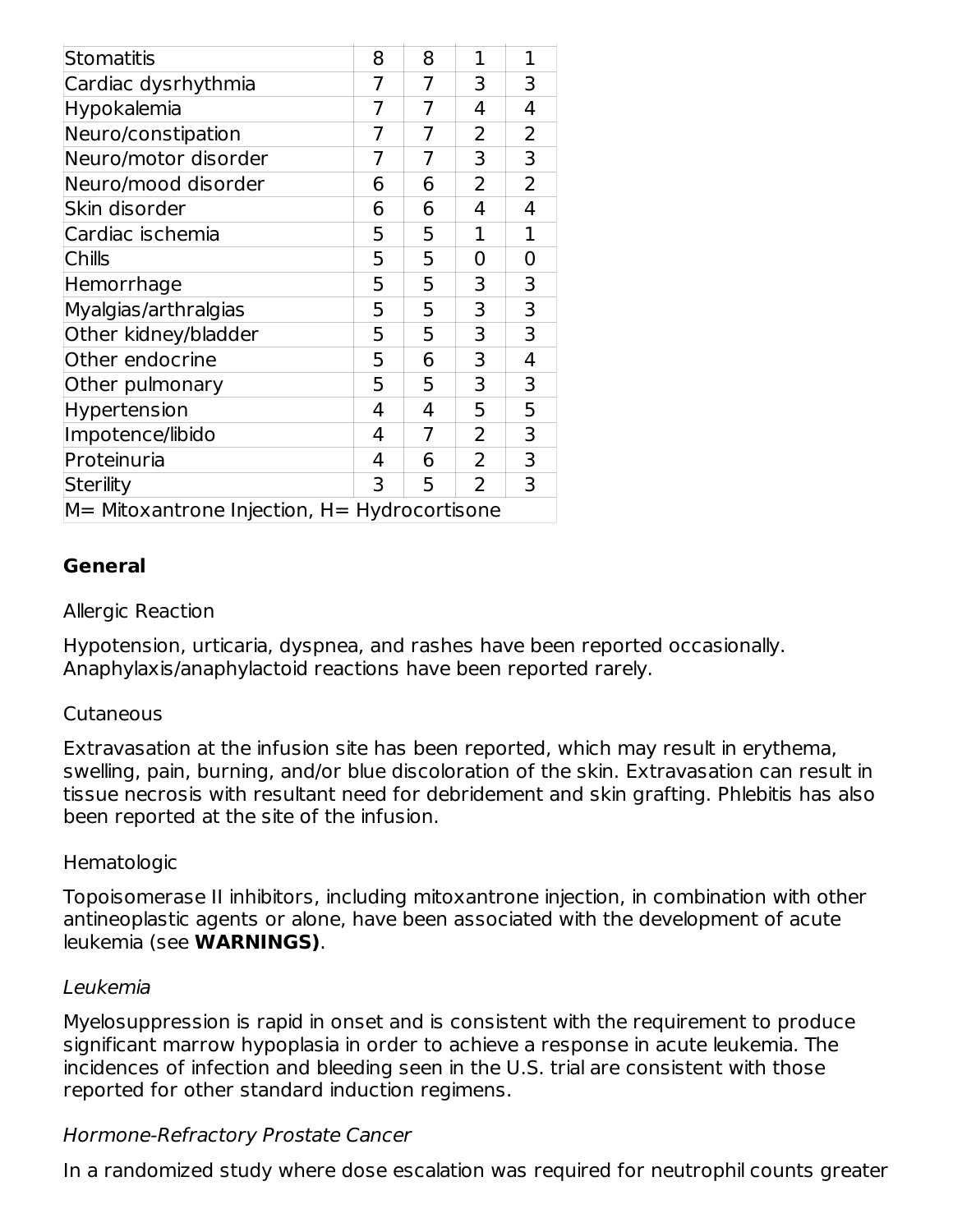| | | | | |
|---|---|---|---|---|
| Stomatitis | 8 | 8 | 1 | 1 |
| Cardiac dysrhythmia | 7 | 7 | 3 | 3 |
| Hypokalemia | 7 | 7 | 4 | 4 |
| Neuro/constipation | 7 | 7 | 2 | 2 |
| Neuro/motor disorder | 7 | 7 | 3 | 3 |
| Neuro/mood disorder | 6 | 6 | 2 | 2 |
| Skin disorder | 6 | 6 | 4 | 4 |
| Cardiac ischemia | 5 | 5 | 1 | 1 |
| Chills | 5 | 5 | 0 | 0 |
| Hemorrhage | 5 | 5 | 3 | 3 |
| Myalgias/arthralgias | 5 | 5 | 3 | 3 |
| Other kidney/bladder | 5 | 5 | 3 | 3 |
| Other endocrine | 5 | 6 | 3 | 4 |
| Other pulmonary | 5 | 5 | 3 | 3 |
| Hypertension | 4 | 4 | 5 | 5 |
| Impotence/libido | 4 | 7 | 2 | 3 |
| Proteinuria | 4 | 6 | 2 | 3 |
| Sterility | 3 | 5 | 2 | 3 |
| M= Mitoxantrone Injection, H= Hydrocortisone | | | | |

**General**

Allergic Reaction

Hypotension, urticaria, dyspnea, and rashes have been reported occasionally. Anaphylaxis/anaphylactoid reactions have been reported rarely.

Cutaneous

Extravasation at the infusion site has been reported, which may result in erythema, swelling, pain, burning, and/or blue discoloration of the skin. Extravasation can result in tissue necrosis with resultant need for debridement and skin grafting. Phlebitis has also been reported at the site of the infusion.

Hematologic

Topoisomerase II inhibitors, including mitoxantrone injection, in combination with other antineoplastic agents or alone, have been associated with the development of acute leukemia (see **WARNINGS)**.

*Leukemia*

Myelosuppression is rapid in onset and is consistent with the requirement to produce significant marrow hypoplasia in order to achieve a response in acute leukemia. The incidences of infection and bleeding seen in the U.S. trial are consistent with those reported for other standard induction regimens.

*Hormone-Refractory Prostate Cancer*

In a randomized study where dose escalation was required for neutrophil counts greater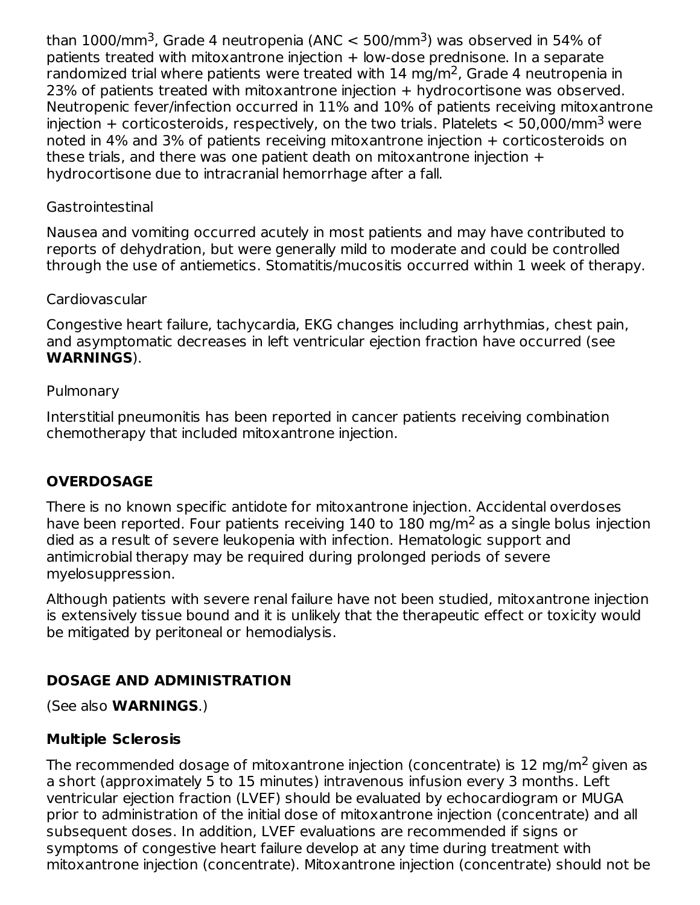than 1000/mm$^3$, Grade 4 neutropenia (ANC < 500/mm$^3$) was observed in 54% of patients treated with mitoxantrone injection + low-dose prednisone. In a separate randomized trial where patients were treated with 14 mg/m$^2$, Grade 4 neutropenia in 23% of patients treated with mitoxantrone injection + hydrocortisone was observed. Neutropenic fever/infection occurred in 11% and 10% of patients receiving mitoxantrone injection + corticosteroids, respectively, on the two trials. Platelets < 50,000/mm$^3$ were noted in 4% and 3% of patients receiving mitoxantrone injection + corticosteroids on these trials, and there was one patient death on mitoxantrone injection + hydrocortisone due to intracranial hemorrhage after a fall.

Gastrointestinal

Nausea and vomiting occurred acutely in most patients and may have contributed to reports of dehydration, but were generally mild to moderate and could be controlled through the use of antiemetics. Stomatitis/mucositis occurred within 1 week of therapy.

Cardiovascular

Congestive heart failure, tachycardia, EKG changes including arrhythmias, chest pain, and asymptomatic decreases in left ventricular ejection fraction have occurred (see **WARNINGS**).

Pulmonary

Interstitial pneumonitis has been reported in cancer patients receiving combination chemotherapy that included mitoxantrone injection.

## OVERDOSAGE

There is no known specific antidote for mitoxantrone injection. Accidental overdoses have been reported. Four patients receiving 140 to 180 mg/m$^2$ as a single bolus injection died as a result of severe leukopenia with infection. Hematologic support and antimicrobial therapy may be required during prolonged periods of severe myelosuppression.

Although patients with severe renal failure have not been studied, mitoxantrone injection is extensively tissue bound and it is unlikely that the therapeutic effect or toxicity would be mitigated by peritoneal or hemodialysis.

## DOSAGE AND ADMINISTRATION

(See also **WARNINGS**.)

### Multiple Sclerosis

The recommended dosage of mitoxantrone injection (concentrate) is 12 mg/m$^2$ given as a short (approximately 5 to 15 minutes) intravenous infusion every 3 months. Left ventricular ejection fraction (LVEF) should be evaluated by echocardiogram or MUGA prior to administration of the initial dose of mitoxantrone injection (concentrate) and all subsequent doses. In addition, LVEF evaluations are recommended if signs or symptoms of congestive heart failure develop at any time during treatment with mitoxantrone injection (concentrate). Mitoxantrone injection (concentrate) should not be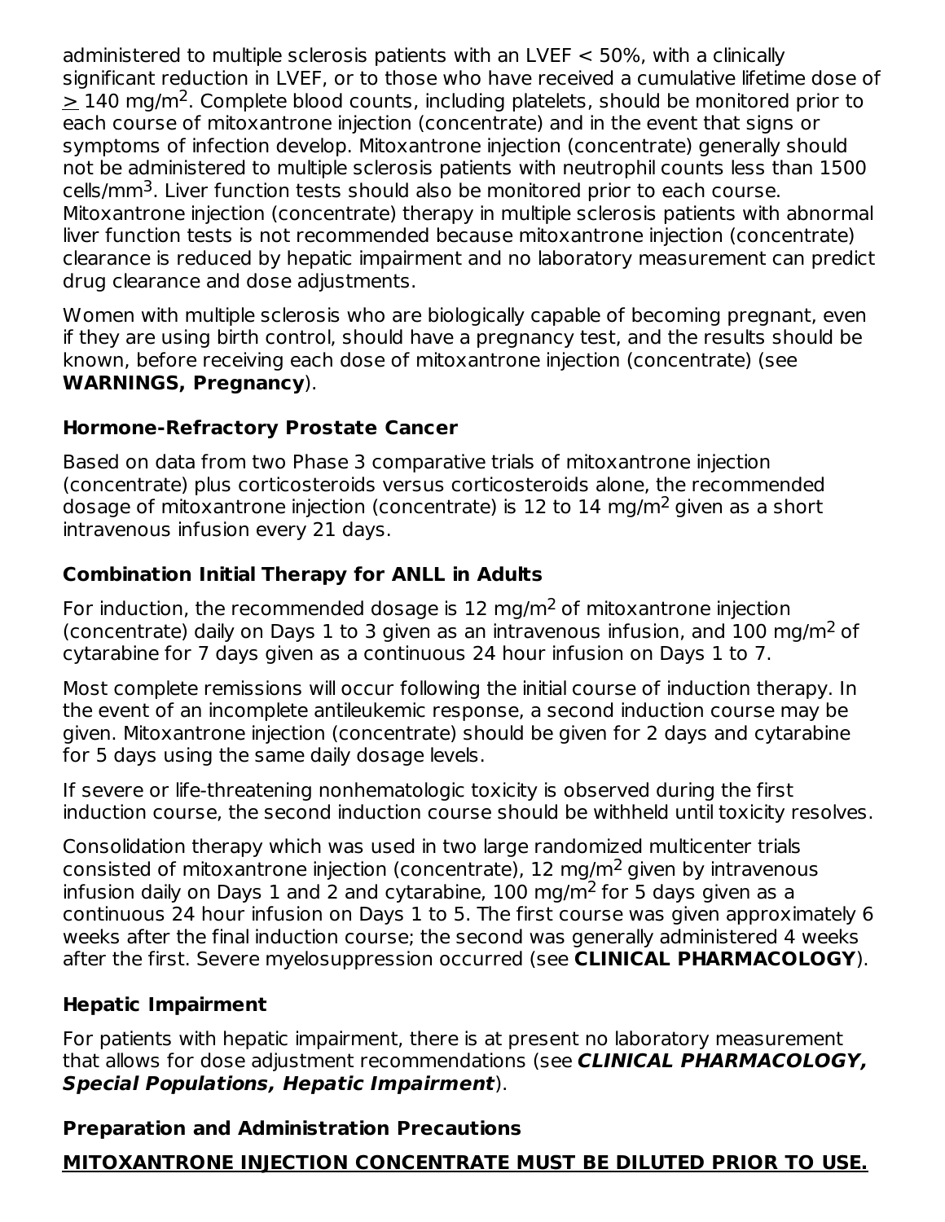administered to multiple sclerosis patients with an LVEF < 50%, with a clinically significant reduction in LVEF, or to those who have received a cumulative lifetime dose of ≥ 140 mg/m$^2$. Complete blood counts, including platelets, should be monitored prior to each course of mitoxantrone injection (concentrate) and in the event that signs or symptoms of infection develop. Mitoxantrone injection (concentrate) generally should not be administered to multiple sclerosis patients with neutrophil counts less than 1500 cells/mm$^3$. Liver function tests should also be monitored prior to each course. Mitoxantrone injection (concentrate) therapy in multiple sclerosis patients with abnormal liver function tests is not recommended because mitoxantrone injection (concentrate) clearance is reduced by hepatic impairment and no laboratory measurement can predict drug clearance and dose adjustments.

Women with multiple sclerosis who are biologically capable of becoming pregnant, even if they are using birth control, should have a pregnancy test, and the results should be known, before receiving each dose of mitoxantrone injection (concentrate) (see **WARNINGS, Pregnancy**).

### Hormone-Refractory Prostate Cancer

Based on data from two Phase 3 comparative trials of mitoxantrone injection (concentrate) plus corticosteroids versus corticosteroids alone, the recommended dosage of mitoxantrone injection (concentrate) is 12 to 14 mg/m$^2$ given as a short intravenous infusion every 21 days.

### Combination Initial Therapy for ANLL in Adults

For induction, the recommended dosage is 12 mg/m$^2$ of mitoxantrone injection (concentrate) daily on Days 1 to 3 given as an intravenous infusion, and 100 mg/m$^2$ of cytarabine for 7 days given as a continuous 24 hour infusion on Days 1 to 7.

Most complete remissions will occur following the initial course of induction therapy. In the event of an incomplete antileukemic response, a second induction course may be given. Mitoxantrone injection (concentrate) should be given for 2 days and cytarabine for 5 days using the same daily dosage levels.

If severe or life-threatening nonhematologic toxicity is observed during the first induction course, the second induction course should be withheld until toxicity resolves.

Consolidation therapy which was used in two large randomized multicenter trials consisted of mitoxantrone injection (concentrate), 12 mg/m$^2$ given by intravenous infusion daily on Days 1 and 2 and cytarabine, 100 mg/m$^2$ for 5 days given as a continuous 24 hour infusion on Days 1 to 5. The first course was given approximately 6 weeks after the final induction course; the second was generally administered 4 weeks after the first. Severe myelosuppression occurred (see **CLINICAL PHARMACOLOGY**).

### Hepatic Impairment

For patients with hepatic impairment, there is at present no laboratory measurement that allows for dose adjustment recommendations (see ***CLINICAL PHARMACOLOGY, Special Populations, Hepatic Impairment***).

### Preparation and Administration Precautions

**MITOXANTRONE INJECTION CONCENTRATE MUST BE DILUTED PRIOR TO USE.**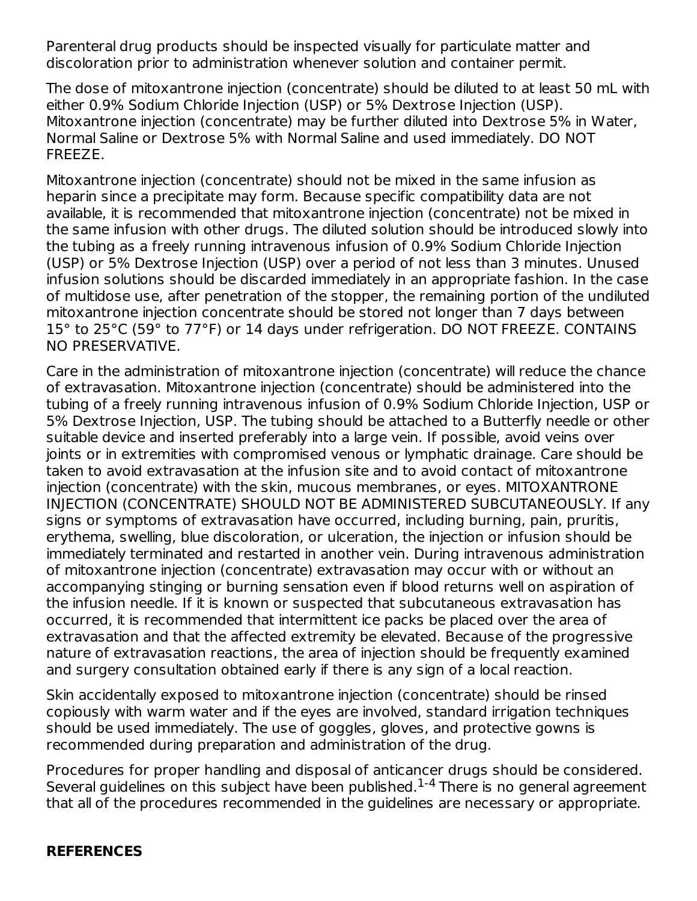Parenteral drug products should be inspected visually for particulate matter and discoloration prior to administration whenever solution and container permit.

The dose of mitoxantrone injection (concentrate) should be diluted to at least 50 mL with either 0.9% Sodium Chloride Injection (USP) or 5% Dextrose Injection (USP). Mitoxantrone injection (concentrate) may be further diluted into Dextrose 5% in Water, Normal Saline or Dextrose 5% with Normal Saline and used immediately. DO NOT FREEZE.

Mitoxantrone injection (concentrate) should not be mixed in the same infusion as heparin since a precipitate may form. Because specific compatibility data are not available, it is recommended that mitoxantrone injection (concentrate) not be mixed in the same infusion with other drugs. The diluted solution should be introduced slowly into the tubing as a freely running intravenous infusion of 0.9% Sodium Chloride Injection (USP) or 5% Dextrose Injection (USP) over a period of not less than 3 minutes. Unused infusion solutions should be discarded immediately in an appropriate fashion. In the case of multidose use, after penetration of the stopper, the remaining portion of the undiluted mitoxantrone injection concentrate should be stored not longer than 7 days between 15° to 25°C (59° to 77°F) or 14 days under refrigeration. DO NOT FREEZE. CONTAINS NO PRESERVATIVE.

Care in the administration of mitoxantrone injection (concentrate) will reduce the chance of extravasation. Mitoxantrone injection (concentrate) should be administered into the tubing of a freely running intravenous infusion of 0.9% Sodium Chloride Injection, USP or 5% Dextrose Injection, USP. The tubing should be attached to a Butterfly needle or other suitable device and inserted preferably into a large vein. If possible, avoid veins over joints or in extremities with compromised venous or lymphatic drainage. Care should be taken to avoid extravasation at the infusion site and to avoid contact of mitoxantrone injection (concentrate) with the skin, mucous membranes, or eyes. MITOXANTRONE INJECTION (CONCENTRATE) SHOULD NOT BE ADMINISTERED SUBCUTANEOUSLY. If any signs or symptoms of extravasation have occurred, including burning, pain, pruritis, erythema, swelling, blue discoloration, or ulceration, the injection or infusion should be immediately terminated and restarted in another vein. During intravenous administration of mitoxantrone injection (concentrate) extravasation may occur with or without an accompanying stinging or burning sensation even if blood returns well on aspiration of the infusion needle. If it is known or suspected that subcutaneous extravasation has occurred, it is recommended that intermittent ice packs be placed over the area of extravasation and that the affected extremity be elevated. Because of the progressive nature of extravasation reactions, the area of injection should be frequently examined and surgery consultation obtained early if there is any sign of a local reaction.

Skin accidentally exposed to mitoxantrone injection (concentrate) should be rinsed copiously with warm water and if the eyes are involved, standard irrigation techniques should be used immediately. The use of goggles, gloves, and protective gowns is recommended during preparation and administration of the drug.

Procedures for proper handling and disposal of anticancer drugs should be considered. Several guidelines on this subject have been published.[1-4] There is no general agreement that all of the procedures recommended in the guidelines are necessary or appropriate.

**REFERENCES**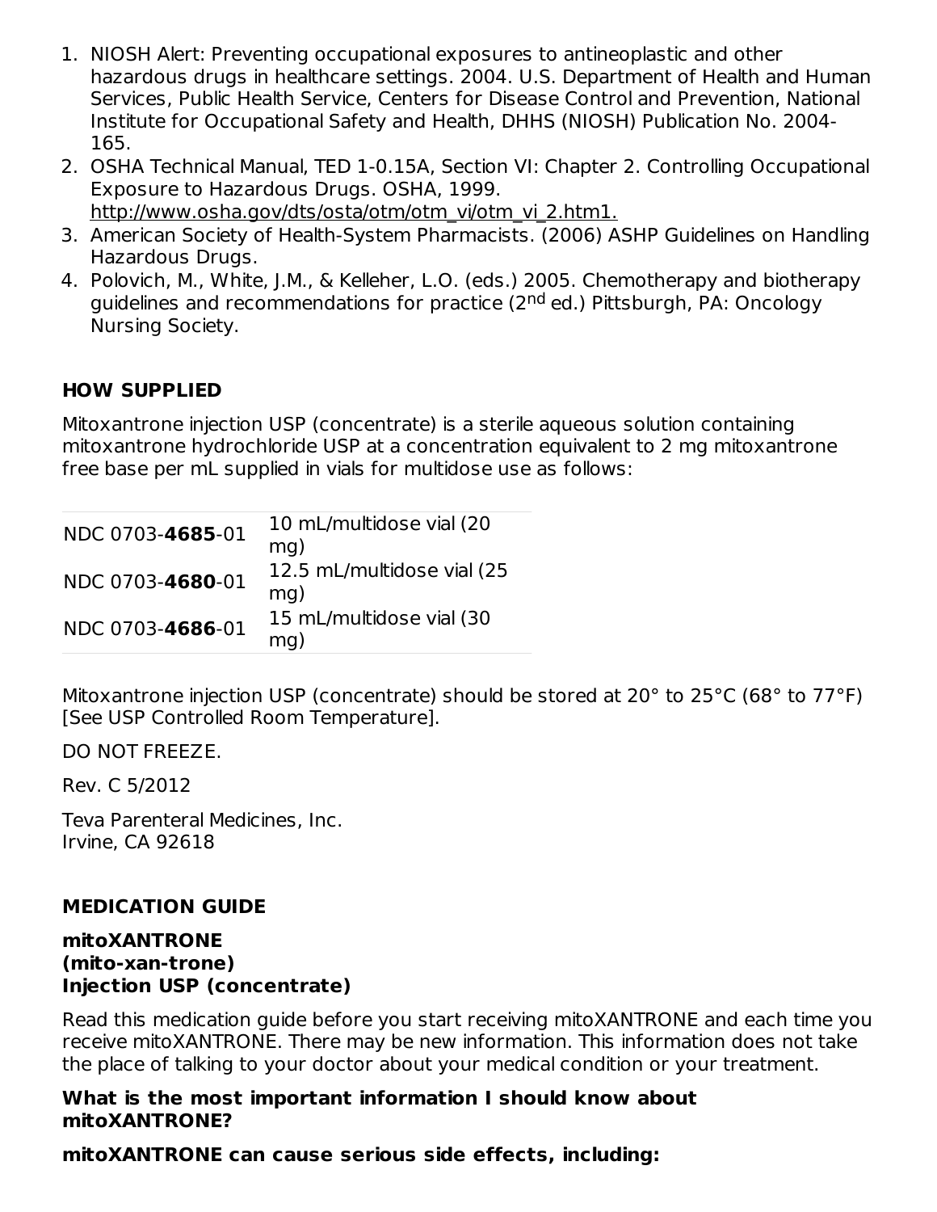1. NIOSH Alert: Preventing occupational exposures to antineoplastic and other hazardous drugs in healthcare settings. 2004. U.S. Department of Health and Human Services, Public Health Service, Centers for Disease Control and Prevention, National Institute for Occupational Safety and Health, DHHS (NIOSH) Publication No. 2004-165.
2. OSHA Technical Manual, TED 1-0.15A, Section VI: Chapter 2. Controlling Occupational Exposure to Hazardous Drugs. OSHA, 1999. http://www.osha.gov/dts/osta/otm/otm_vi/otm_vi_2.htm1.
3. American Society of Health-System Pharmacists. (2006) ASHP Guidelines on Handling Hazardous Drugs.
4. Polovich, M., White, J.M., & Kelleher, L.O. (eds.) 2005. Chemotherapy and biotherapy guidelines and recommendations for practice (2nd ed.) Pittsburgh, PA: Oncology Nursing Society.

## HOW SUPPLIED

Mitoxantrone injection USP (concentrate) is a sterile aqueous solution containing mitoxantrone hydrochloride USP at a concentration equivalent to 2 mg mitoxantrone free base per mL supplied in vials for multidose use as follows:

| | |
|---|---|
| NDC 0703-**4685**-01 | 10 mL/multidose vial (20 mg) |
| NDC 0703-**4680**-01 | 12.5 mL/multidose vial (25 mg) |
| NDC 0703-**4686**-01 | 15 mL/multidose vial (30 mg) |

Mitoxantrone injection USP (concentrate) should be stored at 20° to 25°C (68° to 77°F) [See USP Controlled Room Temperature].

DO NOT FREEZE.

Rev. C 5/2012

Teva Parenteral Medicines, Inc.
Irvine, CA 92618

## MEDICATION GUIDE

**mitoXANTRONE**
**(mito-xan-trone)**
**Injection USP (concentrate)**

Read this medication guide before you start receiving mitoXANTRONE and each time you receive mitoXANTRONE. There may be new information. This information does not take the place of talking to your doctor about your medical condition or your treatment.

### What is the most important information I should know about mitoXANTRONE?

**mitoXANTRONE can cause serious side effects, including:**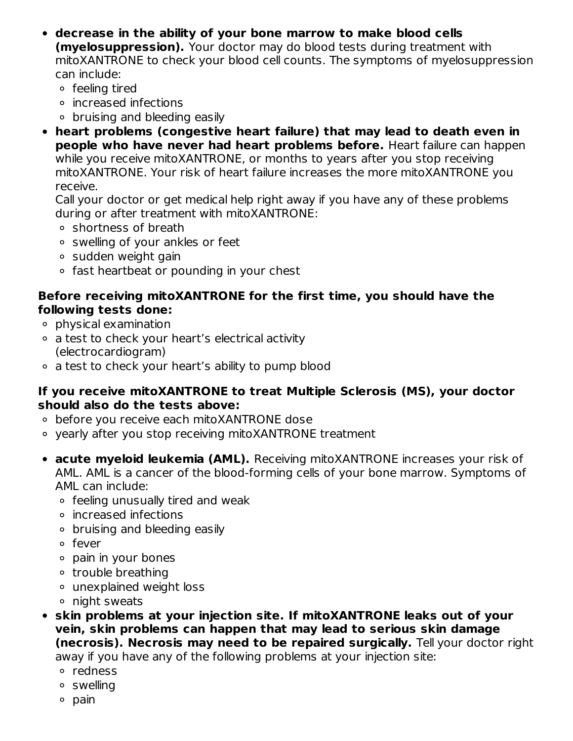- **decrease in the ability of your bone marrow to make blood cells (myelosuppression).** Your doctor may do blood tests during treatment with mitoXANTRONE to check your blood cell counts. The symptoms of myelosuppression can include:
    - feeling tired
    - increased infections
    - bruising and bleeding easily
- **heart problems (congestive heart failure) that may lead to death even in people who have never had heart problems before.** Heart failure can happen while you receive mitoXANTRONE, or months to years after you stop receiving mitoXANTRONE. Your risk of heart failure increases the more mitoXANTRONE you receive.
  Call your doctor or get medical help right away if you have any of these problems during or after treatment with mitoXANTRONE:
    - shortness of breath
    - swelling of your ankles or feet
    - sudden weight gain
    - fast heartbeat or pounding in your chest

**Before receiving mitoXANTRONE for the first time, you should have the following tests done:**

- physical examination
- a test to check your heart's electrical activity (electrocardiogram)
- a test to check your heart's ability to pump blood

**If you receive mitoXANTRONE to treat Multiple Sclerosis (MS), your doctor should also do the tests above:**

- before you receive each mitoXANTRONE dose
- yearly after you stop receiving mitoXANTRONE treatment

- **acute myeloid leukemia (AML).** Receiving mitoXANTRONE increases your risk of AML. AML is a cancer of the blood-forming cells of your bone marrow. Symptoms of AML can include:
    - feeling unusually tired and weak
    - increased infections
    - bruising and bleeding easily
    - fever
    - pain in your bones
    - trouble breathing
    - unexplained weight loss
    - night sweats
- **skin problems at your injection site. If mitoXANTRONE leaks out of your vein, skin problems can happen that may lead to serious skin damage (necrosis). Necrosis may need to be repaired surgically.** Tell your doctor right away if you have any of the following problems at your injection site:
    - redness
    - swelling
    - pain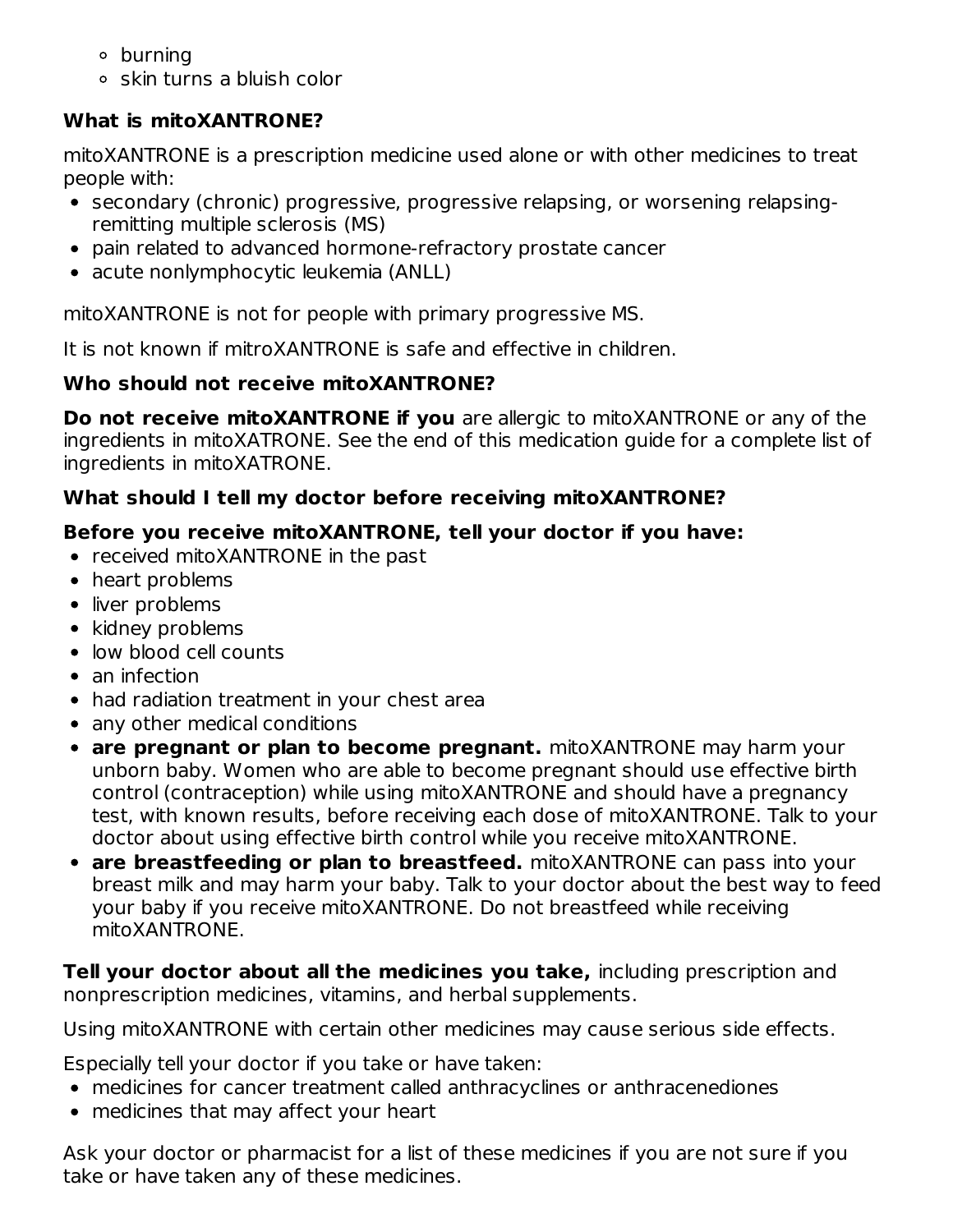- burning
- skin turns a bluish color

**What is mitoXANTRONE?**

mitoXANTRONE is a prescription medicine used alone or with other medicines to treat people with:

- secondary (chronic) progressive, progressive relapsing, or worsening relapsing-remitting multiple sclerosis (MS)
- pain related to advanced hormone-refractory prostate cancer
- acute nonlymphocytic leukemia (ANLL)

mitoXANTRONE is not for people with primary progressive MS.

It is not known if mitroXANTRONE is safe and effective in children.

**Who should not receive mitoXANTRONE?**

**Do not receive mitoXANTRONE if you** are allergic to mitoXANTRONE or any of the ingredients in mitoXATRONE. See the end of this medication guide for a complete list of ingredients in mitoXATRONE.

**What should I tell my doctor before receiving mitoXANTRONE?**

**Before you receive mitoXANTRONE, tell your doctor if you have:**

- received mitoXANTRONE in the past
- heart problems
- liver problems
- kidney problems
- low blood cell counts
- an infection
- had radiation treatment in your chest area
- any other medical conditions
- **are pregnant or plan to become pregnant.** mitoXANTRONE may harm your unborn baby. Women who are able to become pregnant should use effective birth control (contraception) while using mitoXANTRONE and should have a pregnancy test, with known results, before receiving each dose of mitoXANTRONE. Talk to your doctor about using effective birth control while you receive mitoXANTRONE.
- **are breastfeeding or plan to breastfeed.** mitoXANTRONE can pass into your breast milk and may harm your baby. Talk to your doctor about the best way to feed your baby if you receive mitoXANTRONE. Do not breastfeed while receiving mitoXANTRONE.

**Tell your doctor about all the medicines you take,** including prescription and nonprescription medicines, vitamins, and herbal supplements.

Using mitoXANTRONE with certain other medicines may cause serious side effects.

Especially tell your doctor if you take or have taken:

- medicines for cancer treatment called anthracyclines or anthracenediones
- medicines that may affect your heart

Ask your doctor or pharmacist for a list of these medicines if you are not sure if you take or have taken any of these medicines.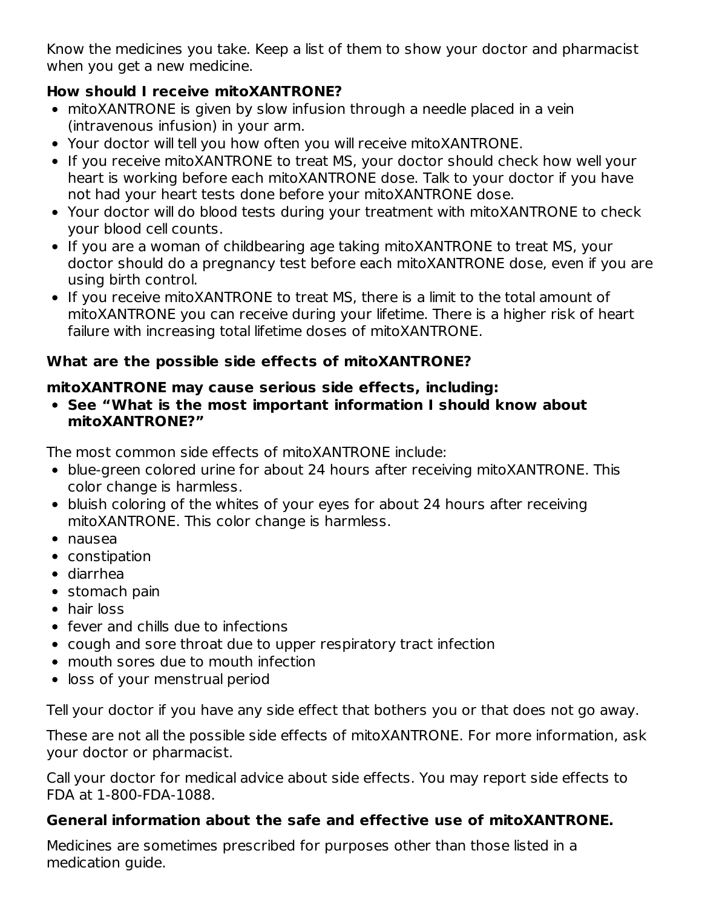Know the medicines you take. Keep a list of them to show your doctor and pharmacist when you get a new medicine.

**How should I receive mitoXANTRONE?**

- mitoXANTRONE is given by slow infusion through a needle placed in a vein (intravenous infusion) in your arm.
- Your doctor will tell you how often you will receive mitoXANTRONE.
- If you receive mitoXANTRONE to treat MS, your doctor should check how well your heart is working before each mitoXANTRONE dose. Talk to your doctor if you have not had your heart tests done before your mitoXANTRONE dose.
- Your doctor will do blood tests during your treatment with mitoXANTRONE to check your blood cell counts.
- If you are a woman of childbearing age taking mitoXANTRONE to treat MS, your doctor should do a pregnancy test before each mitoXANTRONE dose, even if you are using birth control.
- If you receive mitoXANTRONE to treat MS, there is a limit to the total amount of mitoXANTRONE you can receive during your lifetime. There is a higher risk of heart failure with increasing total lifetime doses of mitoXANTRONE.

**What are the possible side effects of mitoXANTRONE?**

**mitoXANTRONE may cause serious side effects, including:**

- **See "What is the most important information I should know about mitoXANTRONE?"**

The most common side effects of mitoXANTRONE include:

- blue-green colored urine for about 24 hours after receiving mitoXANTRONE. This color change is harmless.
- bluish coloring of the whites of your eyes for about 24 hours after receiving mitoXANTRONE. This color change is harmless.
- nausea
- constipation
- diarrhea
- stomach pain
- hair loss
- fever and chills due to infections
- cough and sore throat due to upper respiratory tract infection
- mouth sores due to mouth infection
- loss of your menstrual period

Tell your doctor if you have any side effect that bothers you or that does not go away.

These are not all the possible side effects of mitoXANTRONE. For more information, ask your doctor or pharmacist.

Call your doctor for medical advice about side effects. You may report side effects to FDA at 1-800-FDA-1088.

**General information about the safe and effective use of mitoXANTRONE.**

Medicines are sometimes prescribed for purposes other than those listed in a medication guide.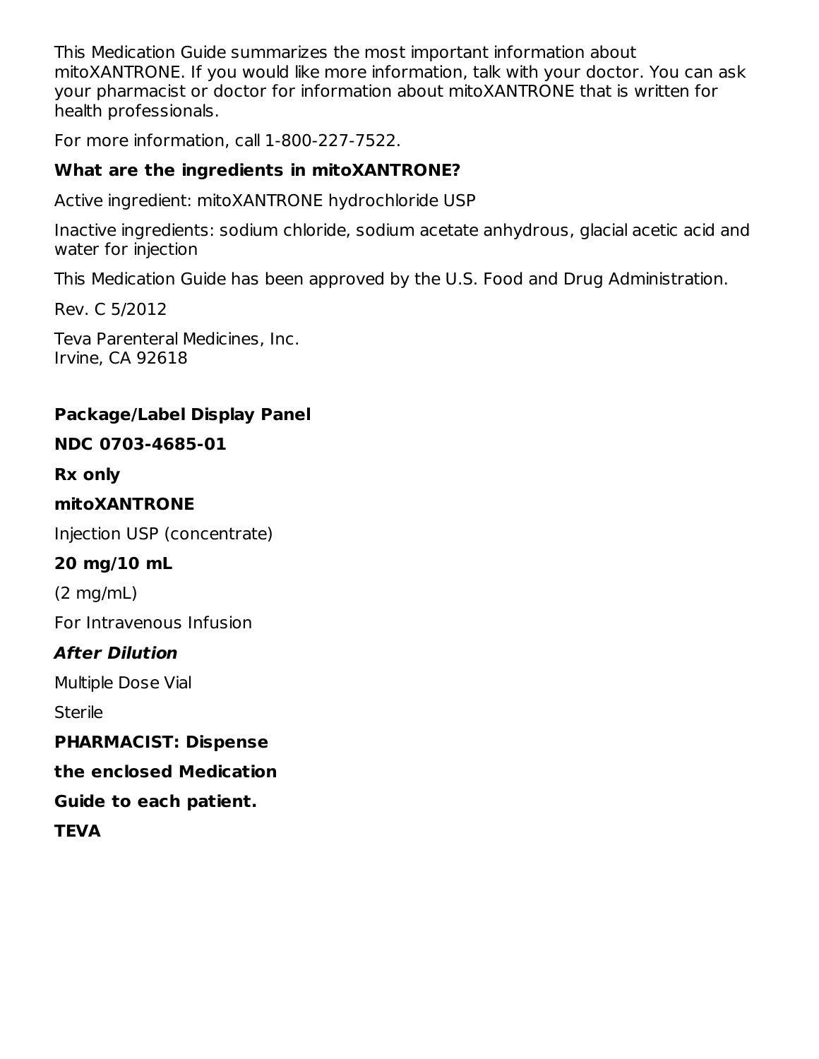This Medication Guide summarizes the most important information about mitoXANTRONE. If you would like more information, talk with your doctor. You can ask your pharmacist or doctor for information about mitoXANTRONE that is written for health professionals.

For more information, call 1-800-227-7522.

**What are the ingredients in mitoXANTRONE?**

Active ingredient: mitoXANTRONE hydrochloride USP

Inactive ingredients: sodium chloride, sodium acetate anhydrous, glacial acetic acid and water for injection

This Medication Guide has been approved by the U.S. Food and Drug Administration.

Rev. C 5/2012

Teva Parenteral Medicines, Inc.
Irvine, CA 92618

**Package/Label Display Panel**

**NDC 0703-4685-01**

**Rx only**

**mitoXANTRONE**

Injection USP (concentrate)

**20 mg/10 mL**

(2 mg/mL)

For Intravenous Infusion

***After Dilution***

Multiple Dose Vial

Sterile

**PHARMACIST: Dispense**

**the enclosed Medication**

**Guide to each patient.**

**TEVA**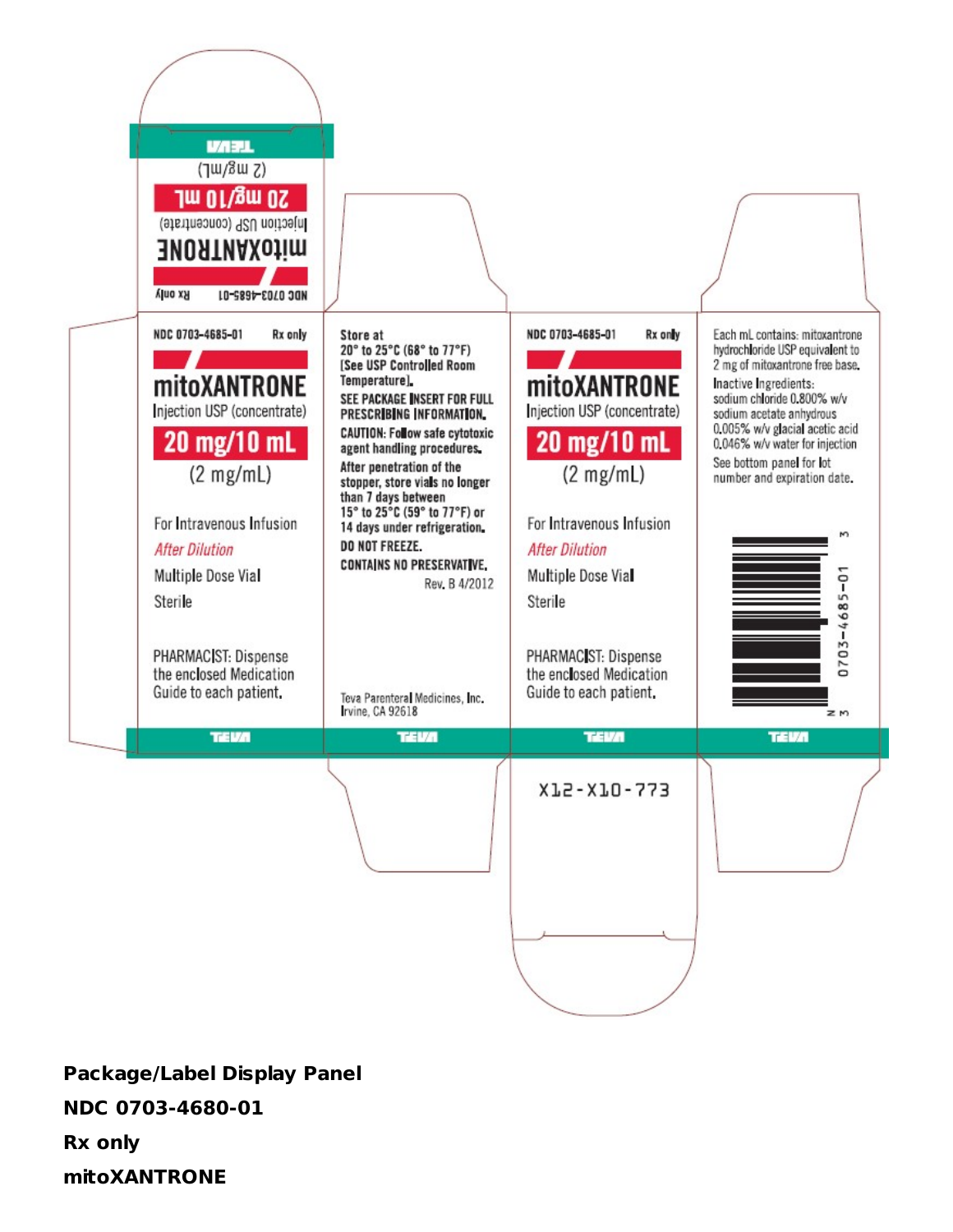NDC 0703-4685-01 Rx only

mitoXANTRONE

Injection USP (concentrate)

20 mg/10 mL

(2 mg/mL)

TEVA

NDC 0703-4685-01 Rx only

mitoXANTRONE

Injection USP (concentrate)

20 mg/10 mL

(2 mg/mL)

For Intravenous Infusion

*After Dilution*

Multiple Dose Vial

Sterile

PHARMACIST: Dispense the enclosed Medication Guide to each patient.

TEVA

Store at 20° to 25°C (68° to 77°F) [See USP Controlled Room Temperature].

SEE PACKAGE INSERT FOR FULL PRESCRIBING INFORMATION.

CAUTION: Follow safe cytotoxic agent handling procedures.

After penetration of the stopper, store vials no longer than 7 days between 15° to 25°C (59° to 77°F) or 14 days under refrigeration.

DO NOT FREEZE.

CONTAINS NO PRESERVATIVE.

Rev. B 4/2012

Teva Parenteral Medicines, Inc.
Irvine, CA 92618

TEVA

NDC 0703-4685-01 Rx only

mitoXANTRONE

Injection USP (concentrate)

20 mg/10 mL

(2 mg/mL)

For Intravenous Infusion

*After Dilution*

Multiple Dose Vial

Sterile

PHARMACIST: Dispense the enclosed Medication Guide to each patient.

TEVA

Each mL contains: mitoxantrone hydrochloride USP equivalent to 2 mg of mitoxantrone free base.

Inactive Ingredients: sodium chloride 0.800% w/v sodium acetate anhydrous 0.005% w/v glacial acetic acid 0.046% w/v water for injection

See bottom panel for lot number and expiration date.

N 3 0703-4685-01 3

TEVA

X12-X10-773

**Package/Label Display Panel**

**NDC 0703-4680-01**

**Rx only**

**mitoXANTRONE**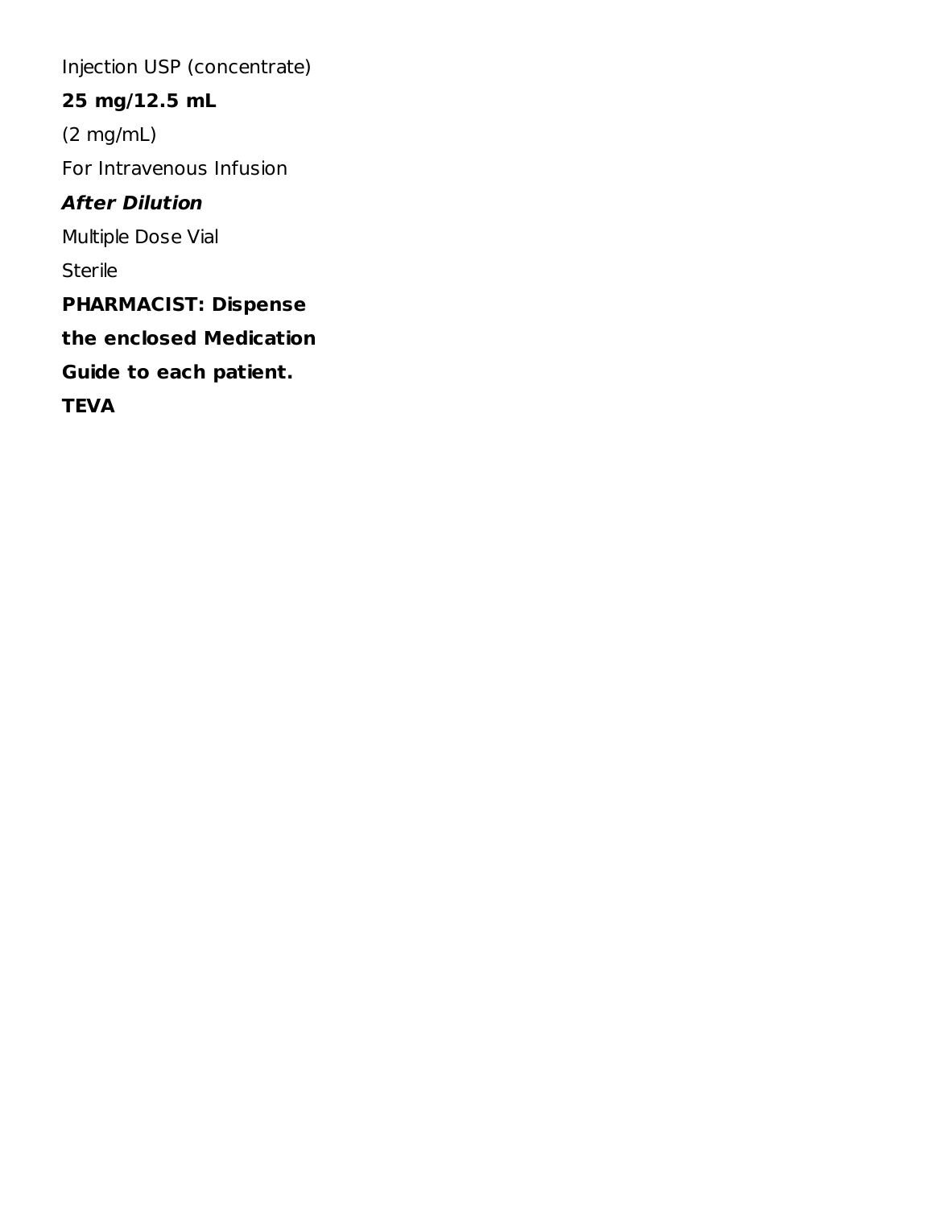Injection USP (concentrate)

**25 mg/12.5 mL**

(2 mg/mL)

For Intravenous Infusion

***After Dilution***

Multiple Dose Vial

Sterile

**PHARMACIST: Dispense**

**the enclosed Medication**

**Guide to each patient.**

**TEVA**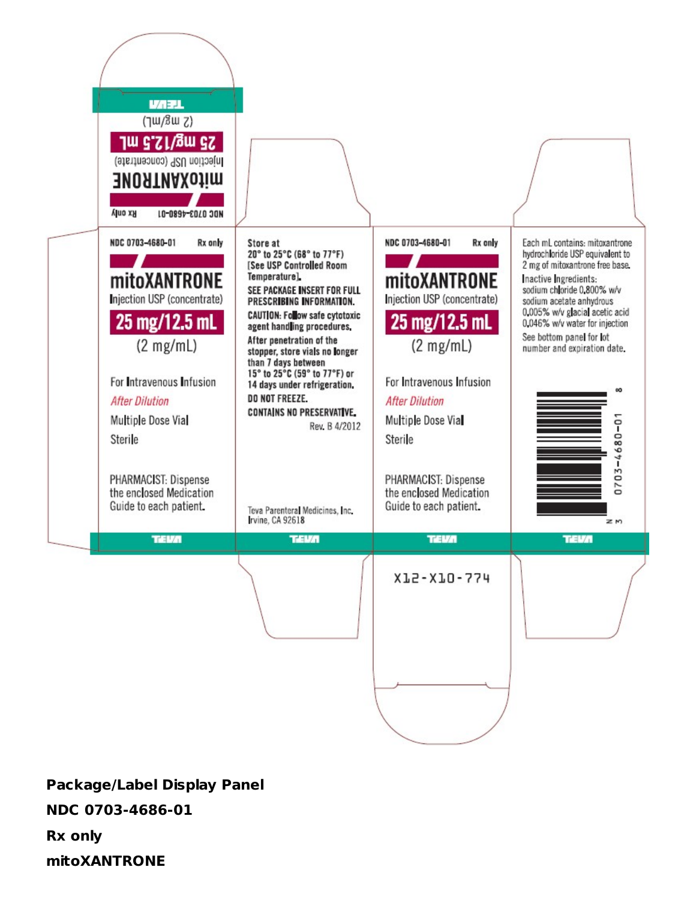NDC 0703-4680-01 Rx only

**mitoXANTRONE**

Injection USP (concentrate)

**25 mg/12.5 mL**

(2 mg/mL)

For Intravenous Infusion

*After Dilution*

Multiple Dose Vial

Sterile

PHARMACIST: Dispense the enclosed Medication Guide to each patient.

TEVA

Store at 20° to 25°C (68° to 77°F) [See USP Controlled Room Temperature].

SEE PACKAGE INSERT FOR FULL PRESCRIBING INFORMATION.

CAUTION: Follow safe cytotoxic agent handling procedures.

After penetration of the stopper, store vials no longer than 7 days between 15° to 25°C (59° to 77°F) or 14 days under refrigeration.

DO NOT FREEZE.

CONTAINS NO PRESERVATIVE.

Rev. B 4/2012

Teva Parenteral Medicines, Inc.
Irvine, CA 92618

TEVA

NDC 0703-4680-01 Rx only

**mitoXANTRONE**

Injection USP (concentrate)

**25 mg/12.5 mL**

(2 mg/mL)

For Intravenous Infusion

*After Dilution*

Multiple Dose Vial

Sterile

PHARMACIST: Dispense the enclosed Medication Guide to each patient.

TEVA

Each mL contains: mitoxantrone hydrochloride USP equivalent to 2 mg of mitoxantrone free base.

Inactive Ingredients:
sodium chloride 0.800% w/v
sodium acetate anhydrous 0.005% w/v glacial acetic acid 0.046% w/v water for injection

See bottom panel for lot number and expiration date.

N 3 0703-4680-01 8

TEVA

X12-X10-774

**Package/Label Display Panel**

**NDC 0703-4686-01**

**Rx only**

**mitoXANTRONE**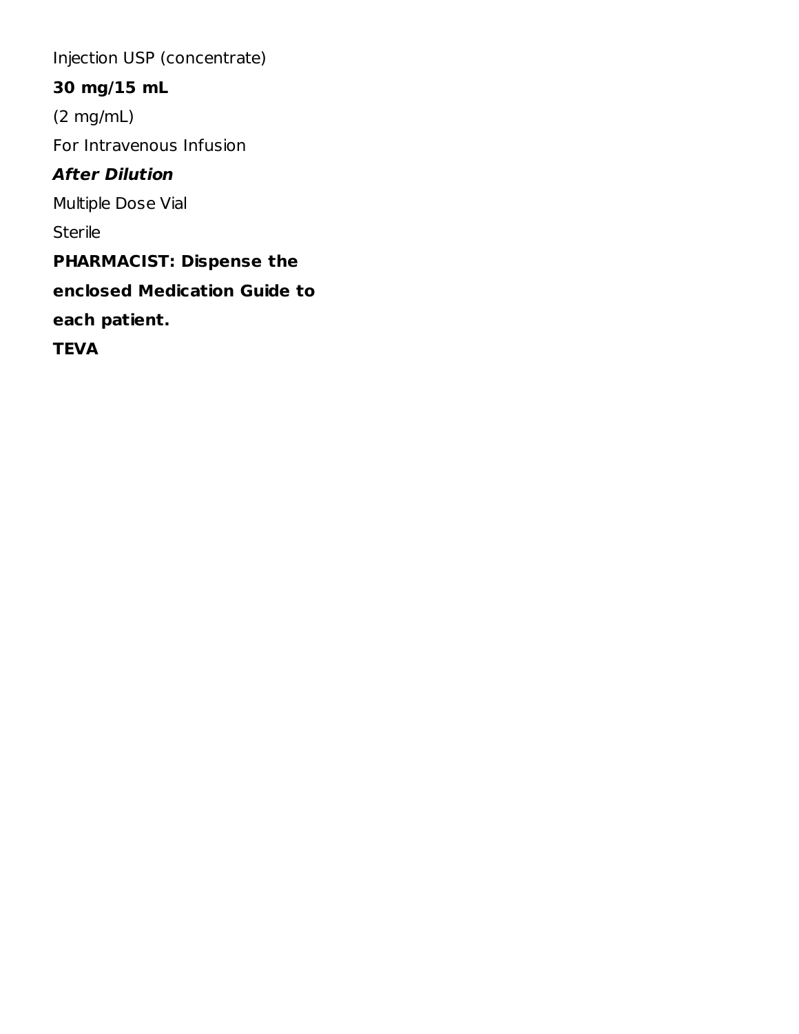Injection USP (concentrate)

**30 mg/15 mL**

(2 mg/mL)

For Intravenous Infusion

***After Dilution***

Multiple Dose Vial

Sterile

**PHARMACIST: Dispense the enclosed Medication Guide to each patient.**

**TEVA**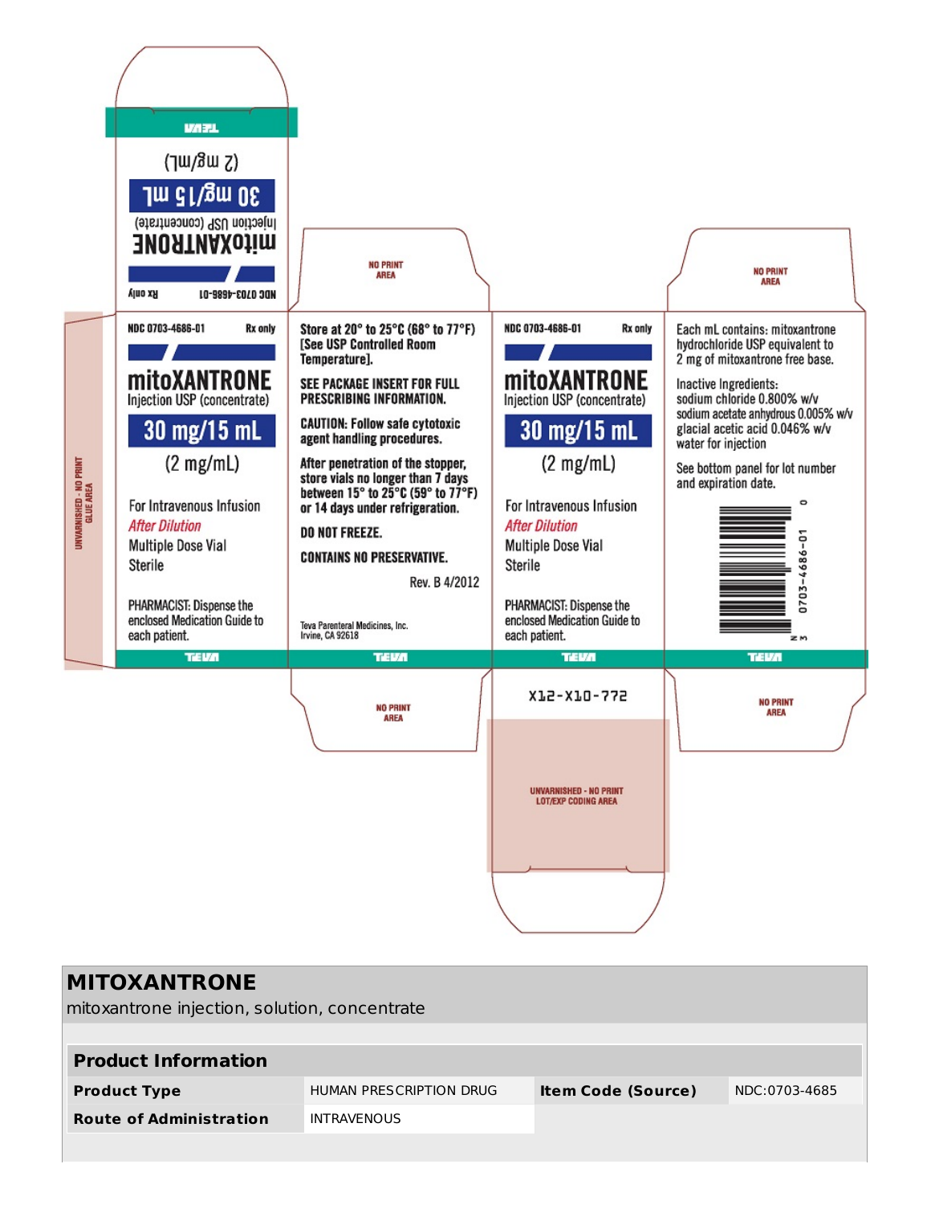NDC 0703-4686-01 Rx only

**mitoXANTRONE**
Injection USP (concentrate)

**30 mg/15 mL**
(2 mg/mL)

TEVA

NDC 0703-4686-01 Rx only

**mitoXANTRONE**
Injection USP (concentrate)

**30 mg/15 mL**
(2 mg/mL)

For Intravenous Infusion
*After Dilution*
Multiple Dose Vial
Sterile

PHARMACIST: Dispense the enclosed Medication Guide to each patient.

TEVA

NO PRINT AREA

**Store at 20° to 25°C (68° to 77°F) [See USP Controlled Room Temperature].**

**SEE PACKAGE INSERT FOR FULL PRESCRIBING INFORMATION.**

**CAUTION: Follow safe cytotoxic agent handling procedures.**

**After penetration of the stopper, store vials no longer than 7 days between 15° to 25°C (59° to 77°F) or 14 days under refrigeration.**

**DO NOT FREEZE.**

**CONTAINS NO PRESERVATIVE.**

Rev. B 4/2012

Teva Parenteral Medicines, Inc.
Irvine, CA 92618

TEVA

NO PRINT AREA

NDC 0703-4686-01 Rx only

**mitoXANTRONE**
Injection USP (concentrate)

**30 mg/15 mL**
(2 mg/mL)

For Intravenous Infusion
*After Dilution*
Multiple Dose Vial
Sterile

PHARMACIST: Dispense the enclosed Medication Guide to each patient.

TEVA

X12-X10-772

UNVARNISHED - NO PRINT LOT/EXP CODING AREA

NO PRINT AREA

Each mL contains: mitoxantrone hydrochloride USP equivalent to 2 mg of mitoxantrone free base.

Inactive Ingredients:
sodium chloride 0.800% w/v
sodium acetate anhydrous 0.005% w/v
glacial acetic acid 0.046% w/v
water for injection

See bottom panel for lot number and expiration date.

N 3 0703-4686-01 0

TEVA

NO PRINT AREA

UNVARNISHED - NO PRINT GLUE AREA

## MITOXANTRONE

mitoxantrone injection, solution, concentrate

| Product Information | | | |
|---|---|---|---|
| **Product Type** | HUMAN PRESCRIPTION DRUG | **Item Code (Source)** | NDC:0703-4685 |
| **Route of Administration** | INTRAVENOUS | | |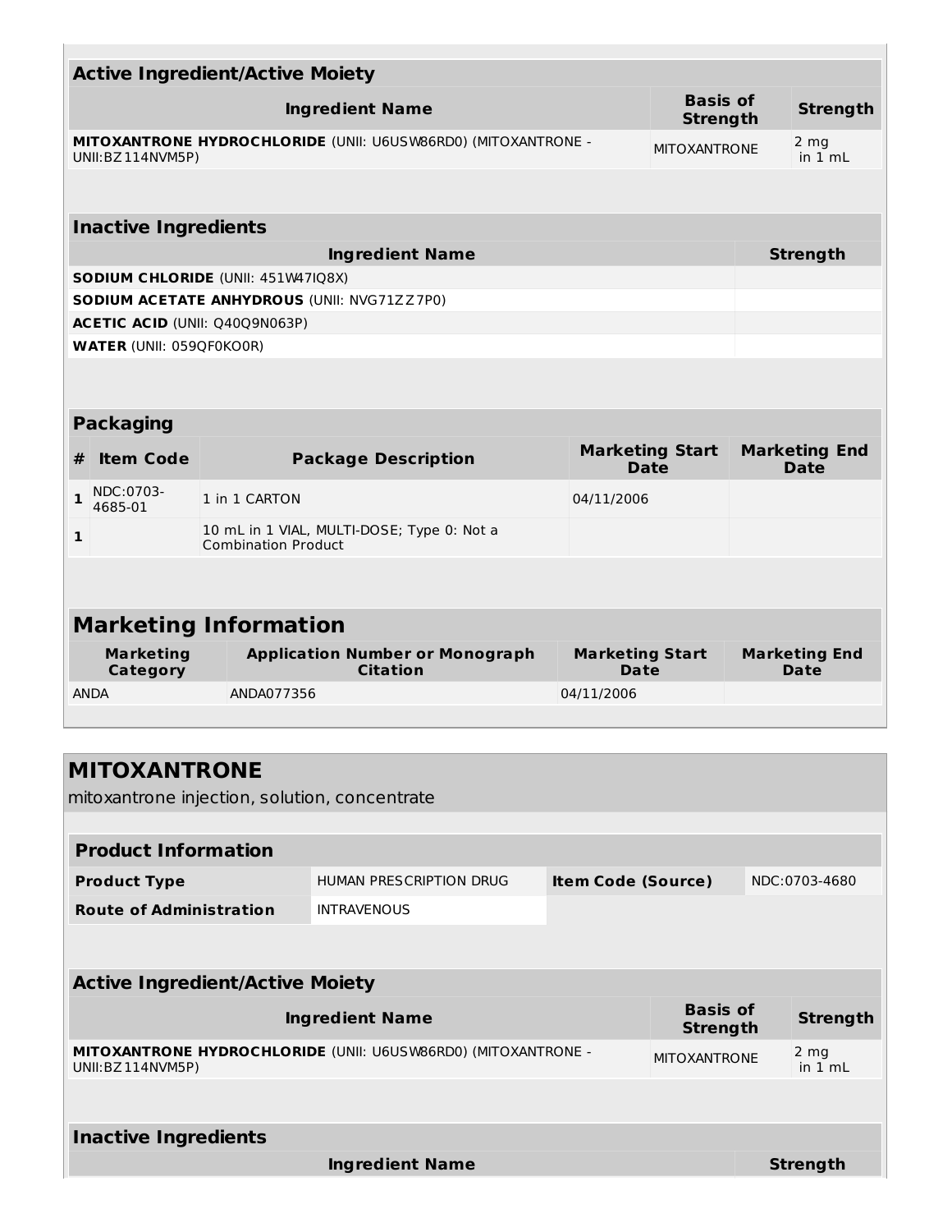| Active Ingredient/Active Moiety | | |
|---|---|---|
| **Ingredient Name** | **Basis of Strength** | **Strength** |
| **MITOXANTRONE HYDROCHLORIDE** (UNII: U6USW86RD0) (MITOXANTRONE - UNII:BZ114NVM5P) | MITOXANTRONE | 2 mg in 1 mL |

| Inactive Ingredients | |
|---|---|
| **Ingredient Name** | **Strength** |
| **SODIUM CHLORIDE** (UNII: 451W47IQ8X) | |
| **SODIUM ACETATE ANHYDROUS** (UNII: NVG71ZZ7P0) | |
| **ACETIC ACID** (UNII: Q40Q9N063P) | |
| **WATER** (UNII: 059QF0KO0R) | |

| Packaging | | | | |
|---|---|---|---|---|
| **#** | **Item Code** | **Package Description** | **Marketing Start Date** | **Marketing End Date** |
| **1** | NDC:0703-4685-01 | 1 in 1 CARTON | 04/11/2006 | |
| **1** | | 10 mL in 1 VIAL, MULTI-DOSE; Type 0: Not a Combination Product | | |

| Marketing Information | | | |
|---|---|---|---|
| **Marketing Category** | **Application Number or Monograph Citation** | **Marketing Start Date** | **Marketing End Date** |
| ANDA | ANDA077356 | 04/11/2006 | |

## MITOXANTRONE

mitoxantrone injection, solution, concentrate

| Product Information | | | |
|---|---|---|---|
| **Product Type** | HUMAN PRESCRIPTION DRUG | **Item Code (Source)** | NDC:0703-4680 |
| **Route of Administration** | INTRAVENOUS | | |

| Active Ingredient/Active Moiety | | |
|---|---|---|
| **Ingredient Name** | **Basis of Strength** | **Strength** |
| **MITOXANTRONE HYDROCHLORIDE** (UNII: U6USW86RD0) (MITOXANTRONE - UNII:BZ114NVM5P) | MITOXANTRONE | 2 mg in 1 mL |

| Inactive Ingredients | |
|---|---|
| **Ingredient Name** | **Strength** |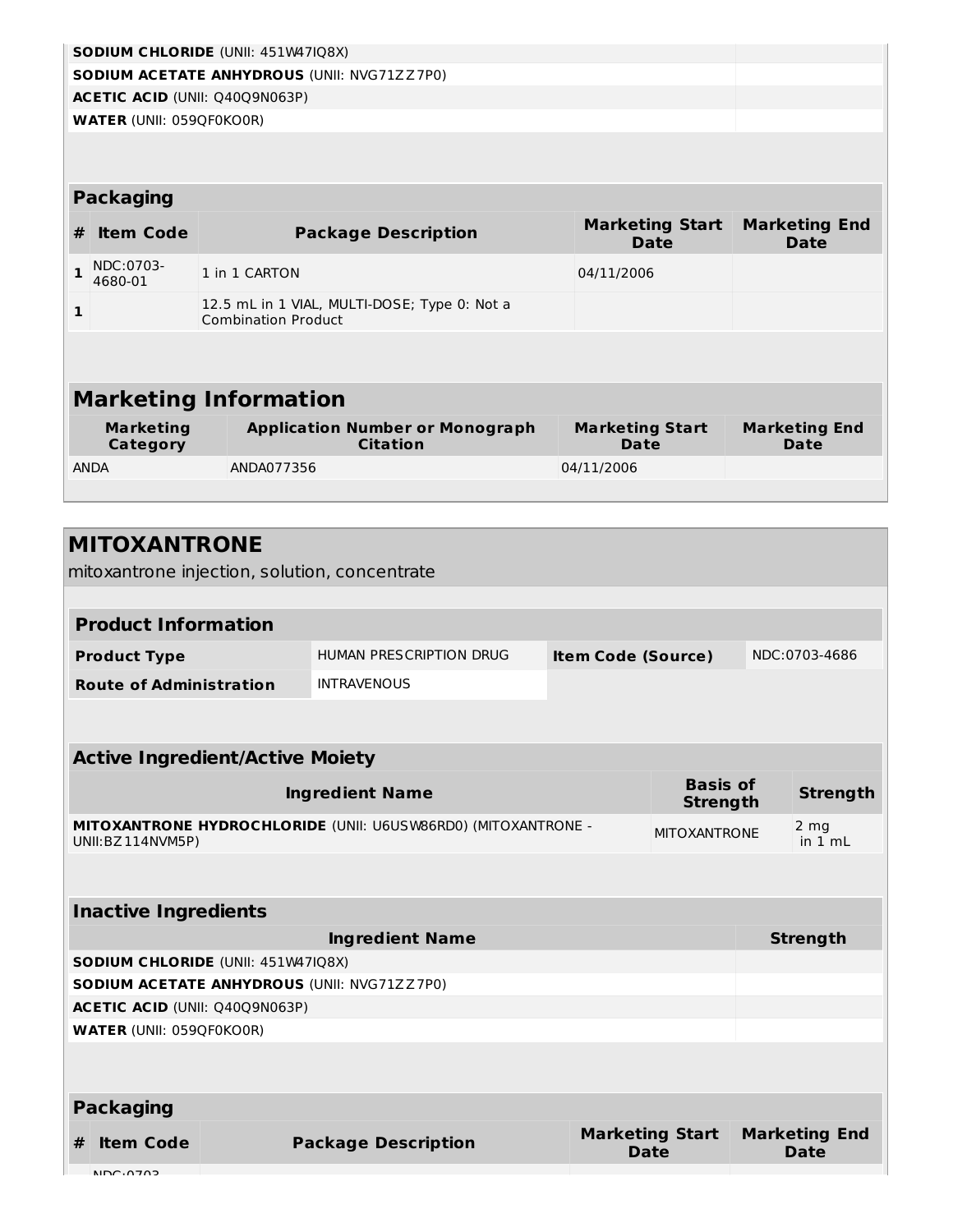| | |
|---|---|
| **SODIUM CHLORIDE** (UNII: 451W47IQ8X) | |
| **SODIUM ACETATE ANHYDROUS** (UNII: NVG71ZZ7P0) | |
| **ACETIC ACID** (UNII: Q40Q9N063P) | |
| **WATER** (UNII: 059QF0KO0R) | |

### Packaging

| # | Item Code | Package Description | Marketing Start Date | Marketing End Date |
|---|---|---|---|---|
| 1 | NDC:0703-4680-01 | 1 in 1 CARTON | 04/11/2006 | |
| 1 | | 12.5 mL in 1 VIAL, MULTI-DOSE; Type 0: Not a Combination Product | | |

### Marketing Information

| Marketing Category | Application Number or Monograph Citation | Marketing Start Date | Marketing End Date |
|---|---|---|---|
| ANDA | ANDA077356 | 04/11/2006 | |

## MITOXANTRONE

mitoxantrone injection, solution, concentrate

### Product Information

| | | | |
|---|---|---|---|
| **Product Type** | HUMAN PRESCRIPTION DRUG | **Item Code (Source)** | NDC:0703-4686 |
| **Route of Administration** | INTRAVENOUS | | |

### Active Ingredient/Active Moiety

| Ingredient Name | Basis of Strength | Strength |
|---|---|---|
| **MITOXANTRONE HYDROCHLORIDE** (UNII: U6USW86RD0) (MITOXANTRONE - UNII:BZ114NVM5P) | MITOXANTRONE | 2 mg in 1 mL |

### Inactive Ingredients

| Ingredient Name | Strength |
|---|---|
| **SODIUM CHLORIDE** (UNII: 451W47IQ8X) | |
| **SODIUM ACETATE ANHYDROUS** (UNII: NVG71ZZ7P0) | |
| **ACETIC ACID** (UNII: Q40Q9N063P) | |
| **WATER** (UNII: 059QF0KO0R) | |

### Packaging

| # | Item Code | Package Description | Marketing Start Date | Marketing End Date |
|---|---|---|---|---|
| | NDC:0703 | | | |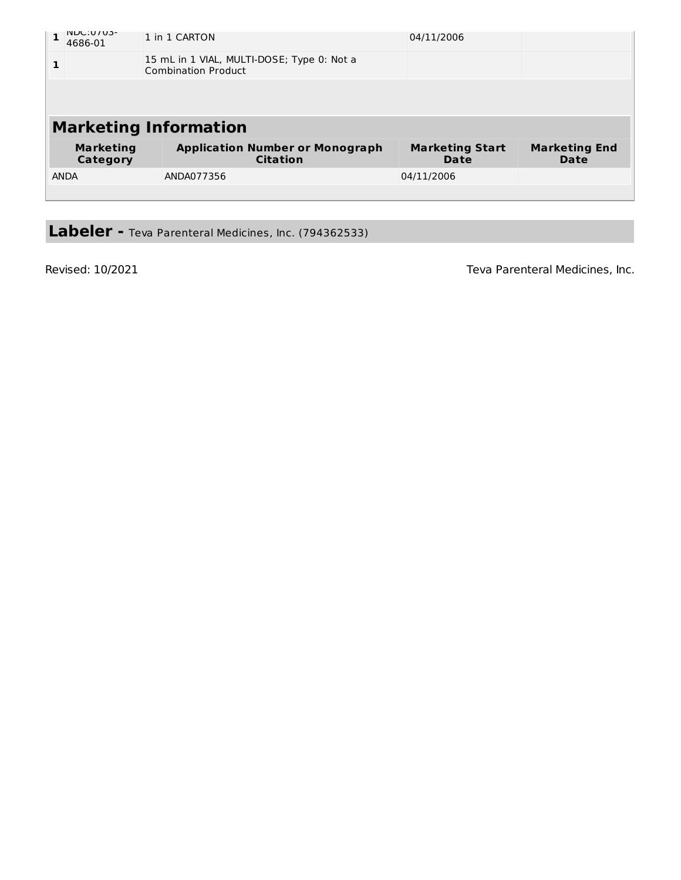| | | | | |
|---|---|---|---|---|
| 1 | NDC:0703-4686-01 | 1 in 1 CARTON | 04/11/2006 | |
| 1 | | 15 mL in 1 VIAL, MULTI-DOSE; Type 0: Not a Combination Product | | |

## Marketing Information

| Marketing Category | Application Number or Monograph Citation | Marketing Start Date | Marketing End Date |
|---|---|---|---|
| ANDA | ANDA077356 | 04/11/2006 | |

## Labeler - Teva Parenteral Medicines, Inc. (794362533)

Revised: 10/2021

Teva Parenteral Medicines, Inc.